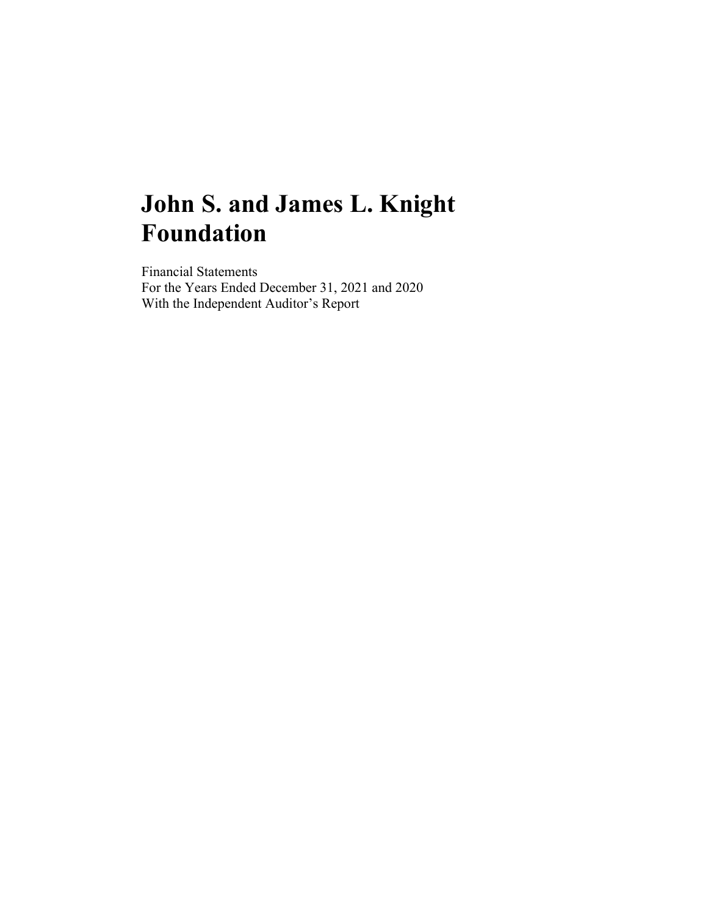# John S. and James L. Knight Foundation

Financial Statements
For the Years Ended December 31, 2021 and 2020
With the Independent Auditor's Report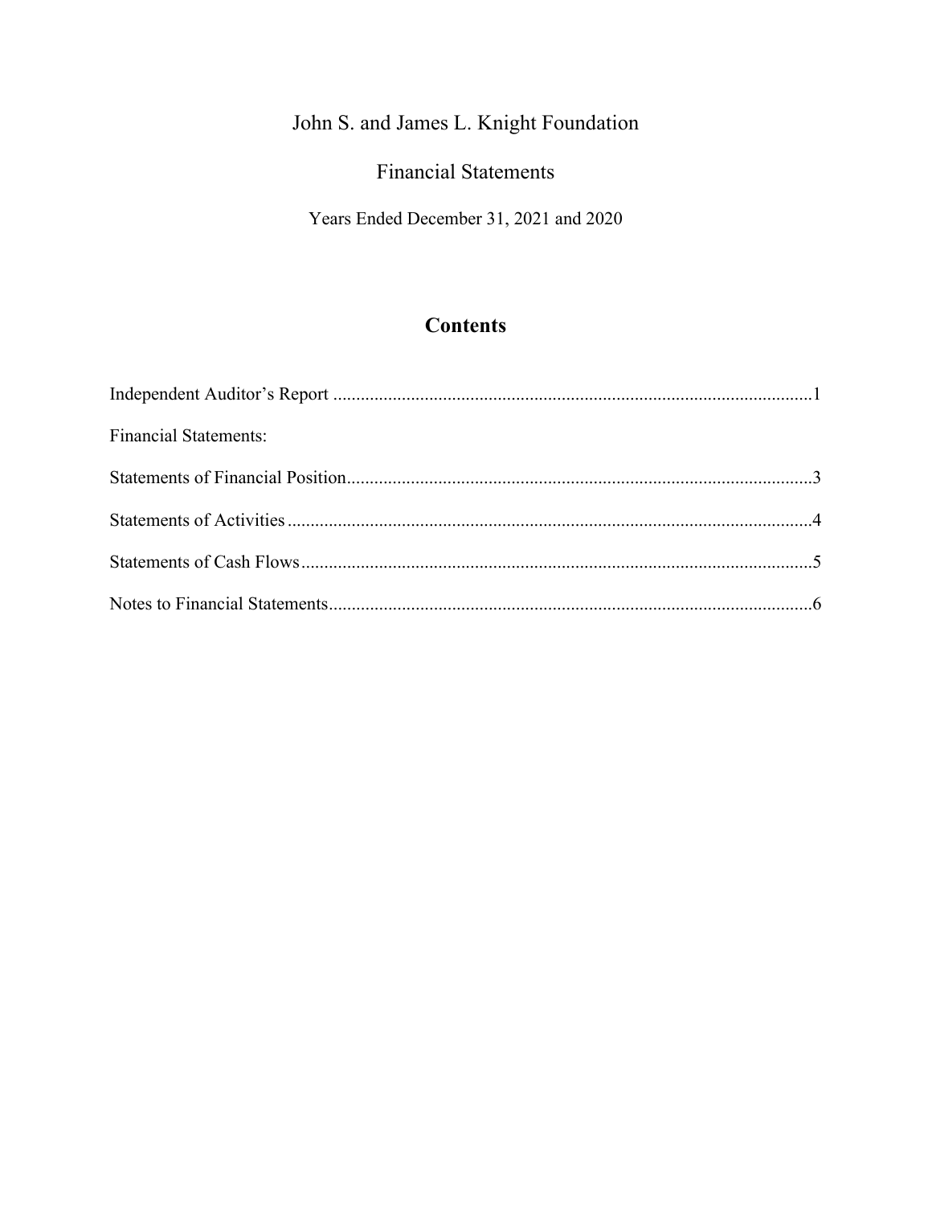# John S. and James L. Knight Foundation

## Financial Statements

Years Ended December 31, 2021 and 2020

## Contents

Independent Auditor's Report ........................................................................................................1

Financial Statements:

Statements of Financial Position.....................................................................................................3

Statements of Activities ..................................................................................................................4

Statements of Cash Flows...............................................................................................................5

Notes to Financial Statements.........................................................................................................6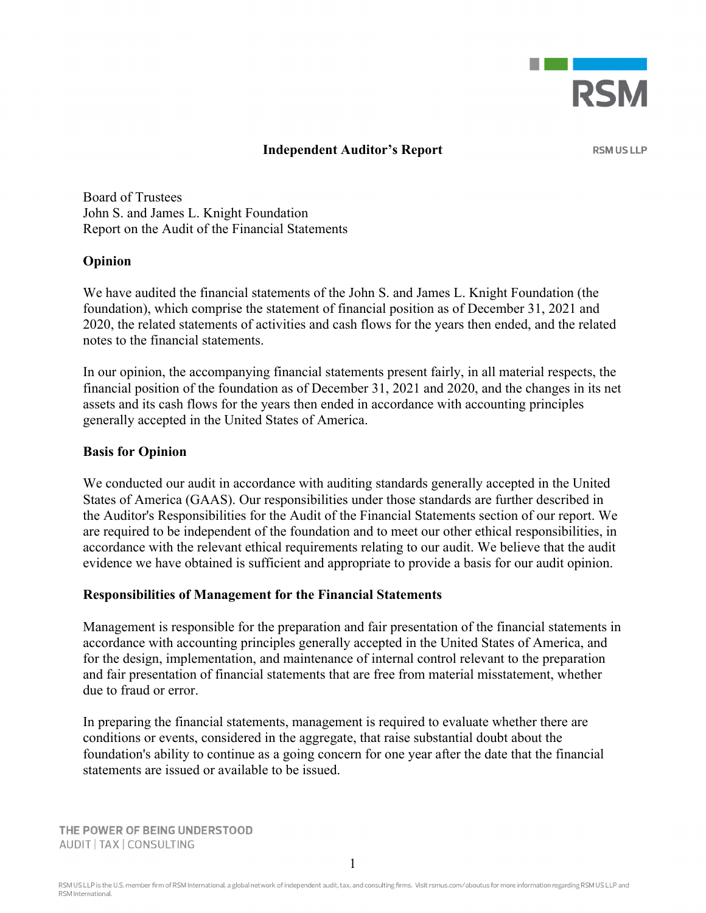# Independent Auditor's Report

Board of Trustees
John S. and James L. Knight Foundation
Report on the Audit of the Financial Statements

## Opinion

We have audited the financial statements of the John S. and James L. Knight Foundation (the foundation), which comprise the statement of financial position as of December 31, 2021 and 2020, the related statements of activities and cash flows for the years then ended, and the related notes to the financial statements.

In our opinion, the accompanying financial statements present fairly, in all material respects, the financial position of the foundation as of December 31, 2021 and 2020, and the changes in its net assets and its cash flows for the years then ended in accordance with accounting principles generally accepted in the United States of America.

## Basis for Opinion

We conducted our audit in accordance with auditing standards generally accepted in the United States of America (GAAS). Our responsibilities under those standards are further described in the Auditor's Responsibilities for the Audit of the Financial Statements section of our report. We are required to be independent of the foundation and to meet our other ethical responsibilities, in accordance with the relevant ethical requirements relating to our audit. We believe that the audit evidence we have obtained is sufficient and appropriate to provide a basis for our audit opinion.

## Responsibilities of Management for the Financial Statements

Management is responsible for the preparation and fair presentation of the financial statements in accordance with accounting principles generally accepted in the United States of America, and for the design, implementation, and maintenance of internal control relevant to the preparation and fair presentation of financial statements that are free from material misstatement, whether due to fraud or error.

In preparing the financial statements, management is required to evaluate whether there are conditions or events, considered in the aggregate, that raise substantial doubt about the foundation's ability to continue as a going concern for one year after the date that the financial statements are issued or available to be issued.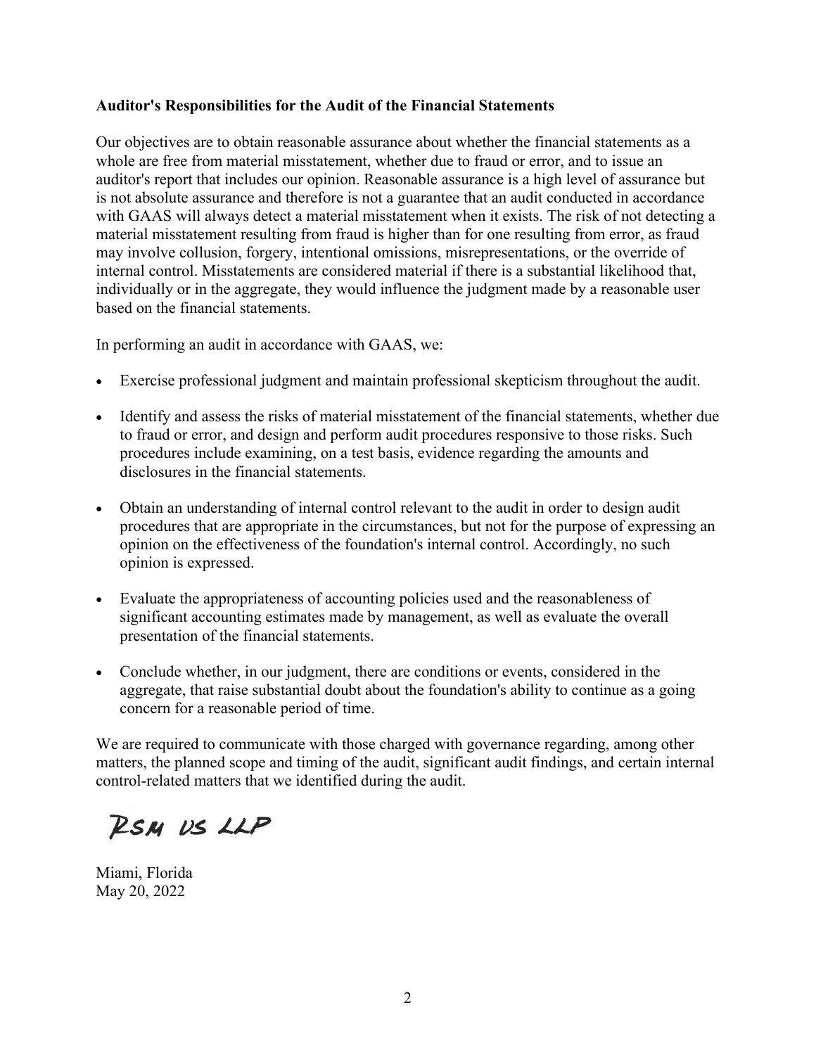**Auditor's Responsibilities for the Audit of the Financial Statements**

Our objectives are to obtain reasonable assurance about whether the financial statements as a whole are free from material misstatement, whether due to fraud or error, and to issue an auditor's report that includes our opinion. Reasonable assurance is a high level of assurance but is not absolute assurance and therefore is not a guarantee that an audit conducted in accordance with GAAS will always detect a material misstatement when it exists. The risk of not detecting a material misstatement resulting from fraud is higher than for one resulting from error, as fraud may involve collusion, forgery, intentional omissions, misrepresentations, or the override of internal control. Misstatements are considered material if there is a substantial likelihood that, individually or in the aggregate, they would influence the judgment made by a reasonable user based on the financial statements.

In performing an audit in accordance with GAAS, we:

- Exercise professional judgment and maintain professional skepticism throughout the audit.
- Identify and assess the risks of material misstatement of the financial statements, whether due to fraud or error, and design and perform audit procedures responsive to those risks. Such procedures include examining, on a test basis, evidence regarding the amounts and disclosures in the financial statements.
- Obtain an understanding of internal control relevant to the audit in order to design audit procedures that are appropriate in the circumstances, but not for the purpose of expressing an opinion on the effectiveness of the foundation's internal control. Accordingly, no such opinion is expressed.
- Evaluate the appropriateness of accounting policies used and the reasonableness of significant accounting estimates made by management, as well as evaluate the overall presentation of the financial statements.
- Conclude whether, in our judgment, there are conditions or events, considered in the aggregate, that raise substantial doubt about the foundation's ability to continue as a going concern for a reasonable period of time.

We are required to communicate with those charged with governance regarding, among other matters, the planned scope and timing of the audit, significant audit findings, and certain internal control-related matters that we identified during the audit.

RSM US LLP

Miami, Florida
May 20, 2022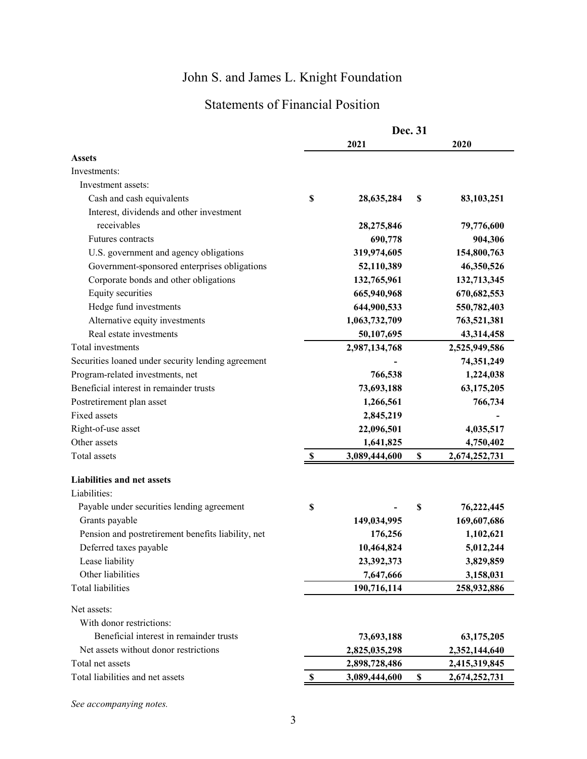# John S. and James L. Knight Foundation

## Statements of Financial Position

| | Dec. 31 2021 | Dec. 31 2020 |
|---|---|---|
| **Assets** | | |
| Investments: | | |
| Investment assets: | | |
| Cash and cash equivalents | $ 28,635,284 | $ 83,103,251 |
| Interest, dividends and other investment receivables | 28,275,846 | 79,776,600 |
| Futures contracts | 690,778 | 904,306 |
| U.S. government and agency obligations | 319,974,605 | 154,800,763 |
| Government-sponsored enterprises obligations | 52,110,389 | 46,350,526 |
| Corporate bonds and other obligations | 132,765,961 | 132,713,345 |
| Equity securities | 665,940,968 | 670,682,553 |
| Hedge fund investments | 644,900,533 | 550,782,403 |
| Alternative equity investments | 1,063,732,709 | 763,521,381 |
| Real estate investments | 50,107,695 | 43,314,458 |
| Total investments | 2,987,134,768 | 2,525,949,586 |
| Securities loaned under security lending agreement | - | 74,351,249 |
| Program-related investments, net | 766,538 | 1,224,038 |
| Beneficial interest in remainder trusts | 73,693,188 | 63,175,205 |
| Postretirement plan asset | 1,266,561 | 766,734 |
| Fixed assets | 2,845,219 | - |
| Right-of-use asset | 22,096,501 | 4,035,517 |
| Other assets | 1,641,825 | 4,750,402 |
| Total assets | $ 3,089,444,600 | $ 2,674,252,731 |
| **Liabilities and net assets** | | |
| Liabilities: | | |
| Payable under securities lending agreement | $ - | $ 76,222,445 |
| Grants payable | 149,034,995 | 169,607,686 |
| Pension and postretirement benefits liability, net | 176,256 | 1,102,621 |
| Deferred taxes payable | 10,464,824 | 5,012,244 |
| Lease liability | 23,392,373 | 3,829,859 |
| Other liabilities | 7,647,666 | 3,158,031 |
| Total liabilities | 190,716,114 | 258,932,886 |
| Net assets: | | |
| With donor restrictions: | | |
| Beneficial interest in remainder trusts | 73,693,188 | 63,175,205 |
| Net assets without donor restrictions | 2,825,035,298 | 2,352,144,640 |
| Total net assets | 2,898,728,486 | 2,415,319,845 |
| Total liabilities and net assets | $ 3,089,444,600 | $ 2,674,252,731 |

*See accompanying notes.*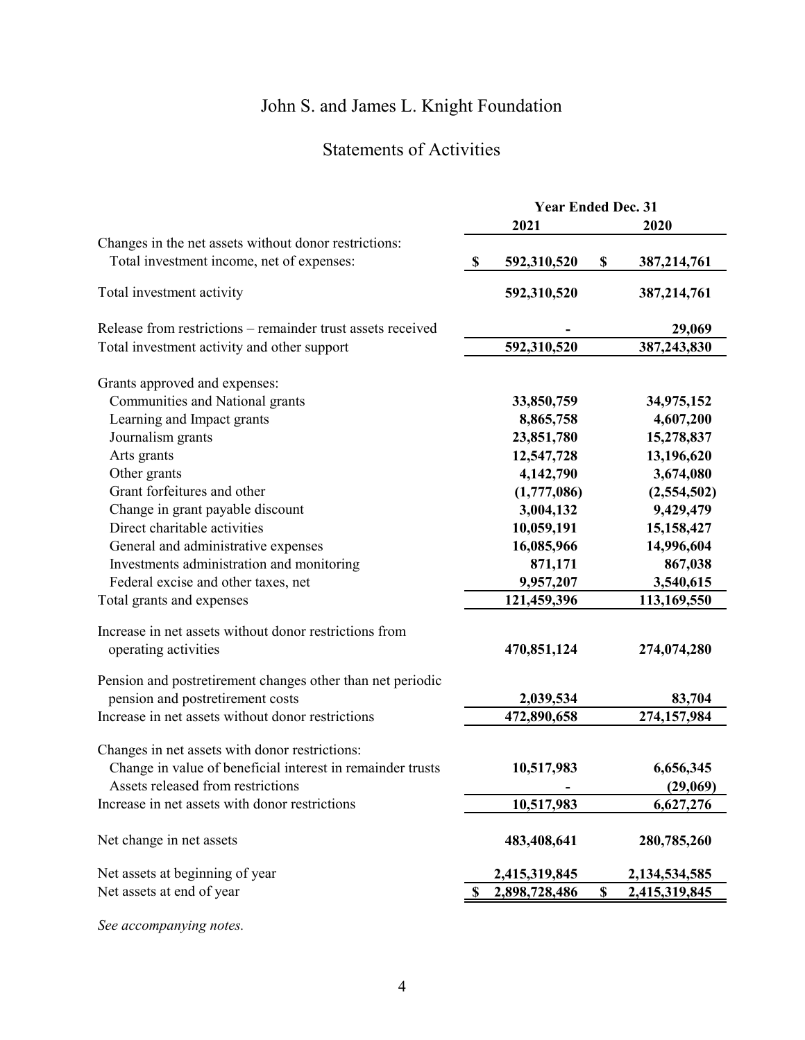# John S. and James L. Knight Foundation

## Statements of Activities

| | Year Ended Dec. 31 | |
|---|---|---|
| | 2021 | 2020 |
| Changes in the net assets without donor restrictions: | | |
| Total investment income, net of expenses: | $ 592,310,520 | $ 387,214,761 |
| Total investment activity | 592,310,520 | 387,214,761 |
| Release from restrictions – remainder trust assets received | - | 29,069 |
| Total investment activity and other support | 592,310,520 | 387,243,830 |
| Grants approved and expenses: | | |
| Communities and National grants | 33,850,759 | 34,975,152 |
| Learning and Impact grants | 8,865,758 | 4,607,200 |
| Journalism grants | 23,851,780 | 15,278,837 |
| Arts grants | 12,547,728 | 13,196,620 |
| Other grants | 4,142,790 | 3,674,080 |
| Grant forfeitures and other | (1,777,086) | (2,554,502) |
| Change in grant payable discount | 3,004,132 | 9,429,479 |
| Direct charitable activities | 10,059,191 | 15,158,427 |
| General and administrative expenses | 16,085,966 | 14,996,604 |
| Investments administration and monitoring | 871,171 | 867,038 |
| Federal excise and other taxes, net | 9,957,207 | 3,540,615 |
| Total grants and expenses | 121,459,396 | 113,169,550 |
| Increase in net assets without donor restrictions from operating activities | 470,851,124 | 274,074,280 |
| Pension and postretirement changes other than net periodic pension and postretirement costs | 2,039,534 | 83,704 |
| Increase in net assets without donor restrictions | 472,890,658 | 274,157,984 |
| Changes in net assets with donor restrictions: | | |
| Change in value of beneficial interest in remainder trusts | 10,517,983 | 6,656,345 |
| Assets released from restrictions | - | (29,069) |
| Increase in net assets with donor restrictions | 10,517,983 | 6,627,276 |
| Net change in net assets | 483,408,641 | 280,785,260 |
| Net assets at beginning of year | 2,415,319,845 | 2,134,534,585 |
| Net assets at end of year | $ 2,898,728,486 | $ 2,415,319,845 |

*See accompanying notes.*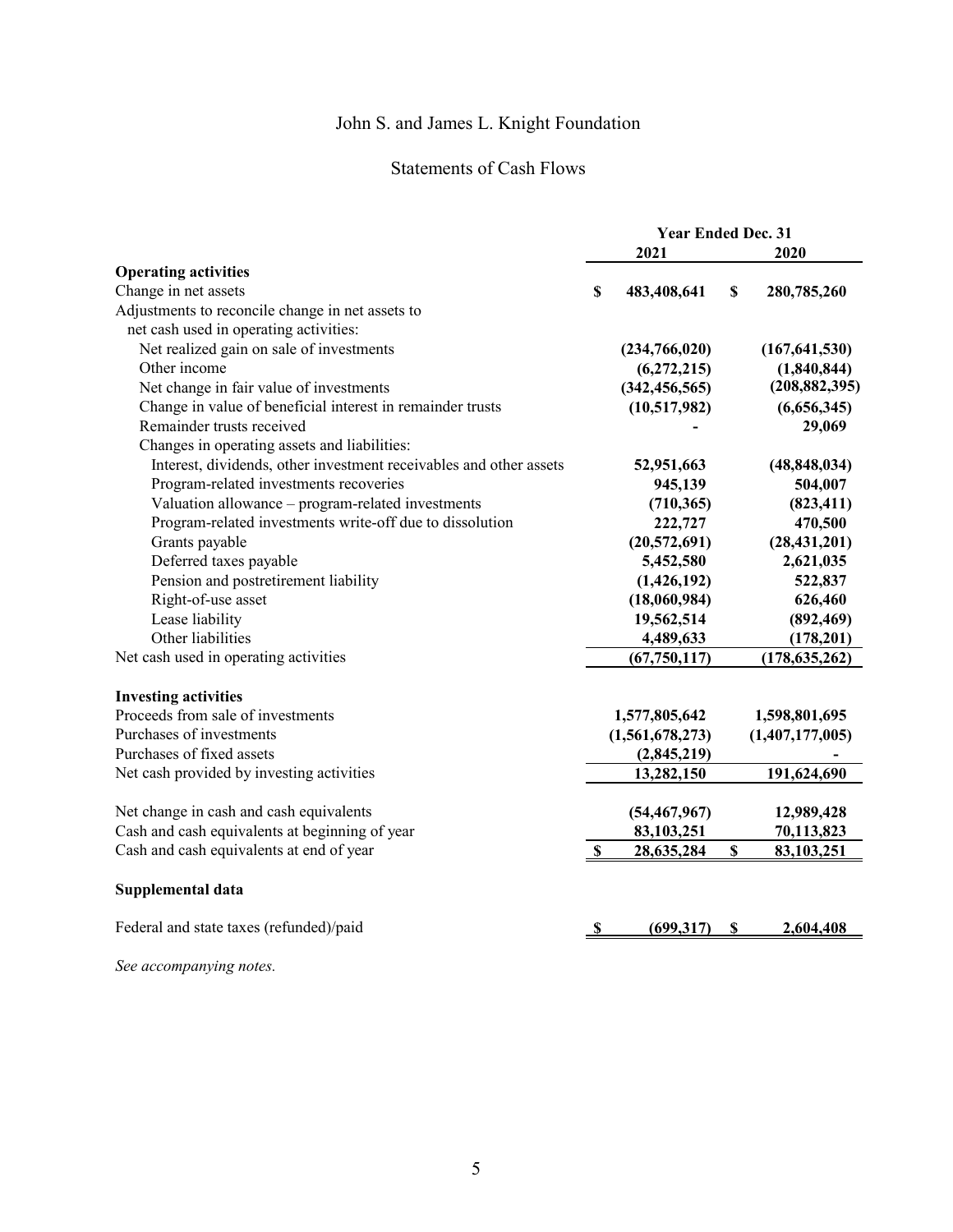# John S. and James L. Knight Foundation

## Statements of Cash Flows

| | Year Ended Dec. 31 | |
|---|---|---|
| | 2021 | 2020 |
| **Operating activities** | | |
| Change in net assets | $ 483,408,641 | $ 280,785,260 |
| Adjustments to reconcile change in net assets to net cash used in operating activities: | | |
| Net realized gain on sale of investments | (234,766,020) | (167,641,530) |
| Other income | (6,272,215) | (1,840,844) |
| Net change in fair value of investments | (342,456,565) | (208,882,395) |
| Change in value of beneficial interest in remainder trusts | (10,517,982) | (6,656,345) |
| Remainder trusts received | - | 29,069 |
| Changes in operating assets and liabilities: | | |
| Interest, dividends, other investment receivables and other assets | 52,951,663 | (48,848,034) |
| Program-related investments recoveries | 945,139 | 504,007 |
| Valuation allowance – program-related investments | (710,365) | (823,411) |
| Program-related investments write-off due to dissolution | 222,727 | 470,500 |
| Grants payable | (20,572,691) | (28,431,201) |
| Deferred taxes payable | 5,452,580 | 2,621,035 |
| Pension and postretirement liability | (1,426,192) | 522,837 |
| Right-of-use asset | (18,060,984) | 626,460 |
| Lease liability | 19,562,514 | (892,469) |
| Other liabilities | 4,489,633 | (178,201) |
| Net cash used in operating activities | (67,750,117) | (178,635,262) |
| **Investing activities** | | |
| Proceeds from sale of investments | 1,577,805,642 | 1,598,801,695 |
| Purchases of investments | (1,561,678,273) | (1,407,177,005) |
| Purchases of fixed assets | (2,845,219) | - |
| Net cash provided by investing activities | 13,282,150 | 191,624,690 |
| Net change in cash and cash equivalents | (54,467,967) | 12,989,428 |
| Cash and cash equivalents at beginning of year | 83,103,251 | 70,113,823 |
| Cash and cash equivalents at end of year | $ 28,635,284 | $ 83,103,251 |
| **Supplemental data** | | |
| Federal and state taxes (refunded)/paid | $ (699,317) | $ 2,604,408 |

*See accompanying notes.*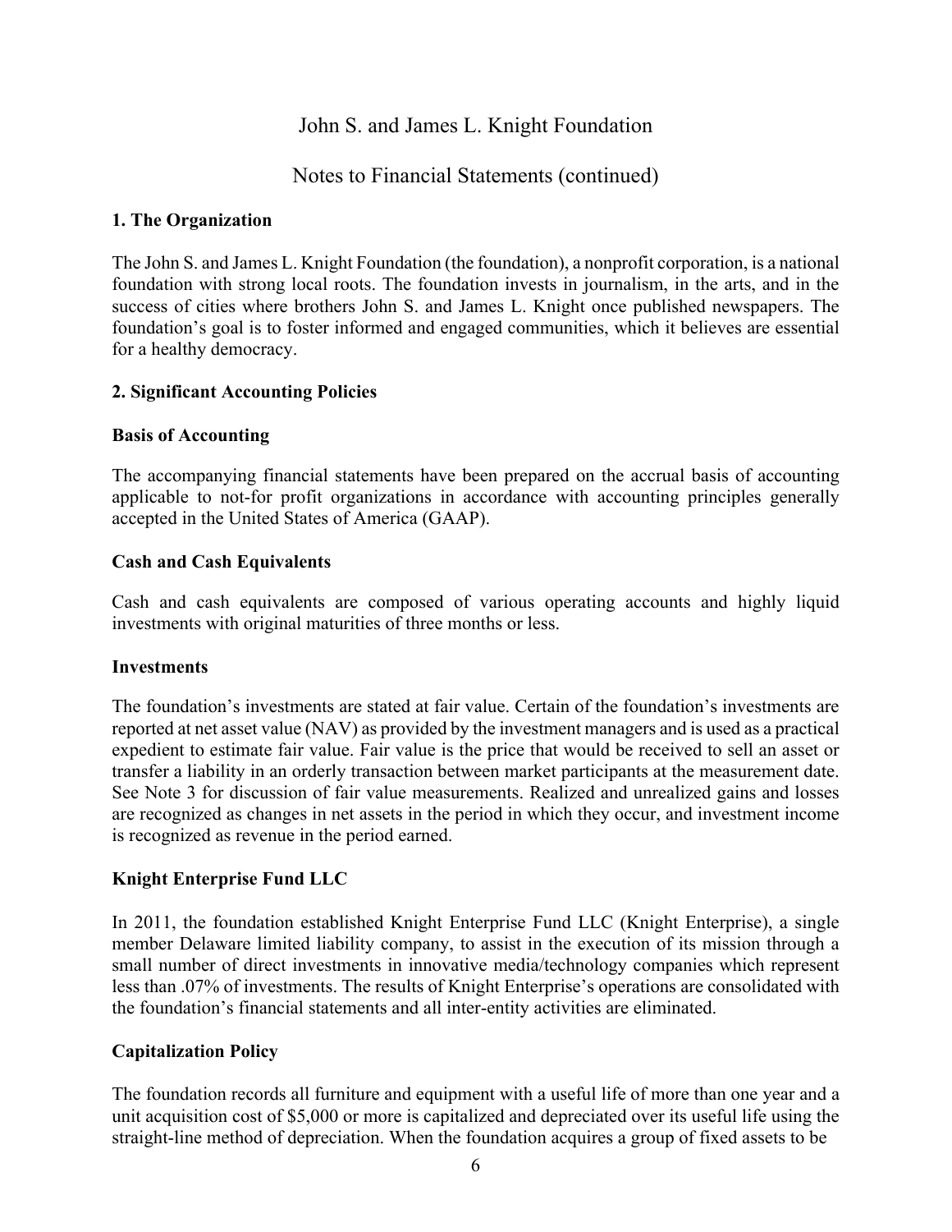# John S. and James L. Knight Foundation

## Notes to Financial Statements (continued)

### 1. The Organization

The John S. and James L. Knight Foundation (the foundation), a nonprofit corporation, is a national foundation with strong local roots. The foundation invests in journalism, in the arts, and in the success of cities where brothers John S. and James L. Knight once published newspapers. The foundation's goal is to foster informed and engaged communities, which it believes are essential for a healthy democracy.

### 2. Significant Accounting Policies

#### Basis of Accounting

The accompanying financial statements have been prepared on the accrual basis of accounting applicable to not-for profit organizations in accordance with accounting principles generally accepted in the United States of America (GAAP).

#### Cash and Cash Equivalents

Cash and cash equivalents are composed of various operating accounts and highly liquid investments with original maturities of three months or less.

#### Investments

The foundation's investments are stated at fair value. Certain of the foundation's investments are reported at net asset value (NAV) as provided by the investment managers and is used as a practical expedient to estimate fair value. Fair value is the price that would be received to sell an asset or transfer a liability in an orderly transaction between market participants at the measurement date. See Note 3 for discussion of fair value measurements. Realized and unrealized gains and losses are recognized as changes in net assets in the period in which they occur, and investment income is recognized as revenue in the period earned.

#### Knight Enterprise Fund LLC

In 2011, the foundation established Knight Enterprise Fund LLC (Knight Enterprise), a single member Delaware limited liability company, to assist in the execution of its mission through a small number of direct investments in innovative media/technology companies which represent less than .07% of investments. The results of Knight Enterprise's operations are consolidated with the foundation's financial statements and all inter-entity activities are eliminated.

#### Capitalization Policy

The foundation records all furniture and equipment with a useful life of more than one year and a unit acquisition cost of $5,000 or more is capitalized and depreciated over its useful life using the straight-line method of depreciation. When the foundation acquires a group of fixed assets to be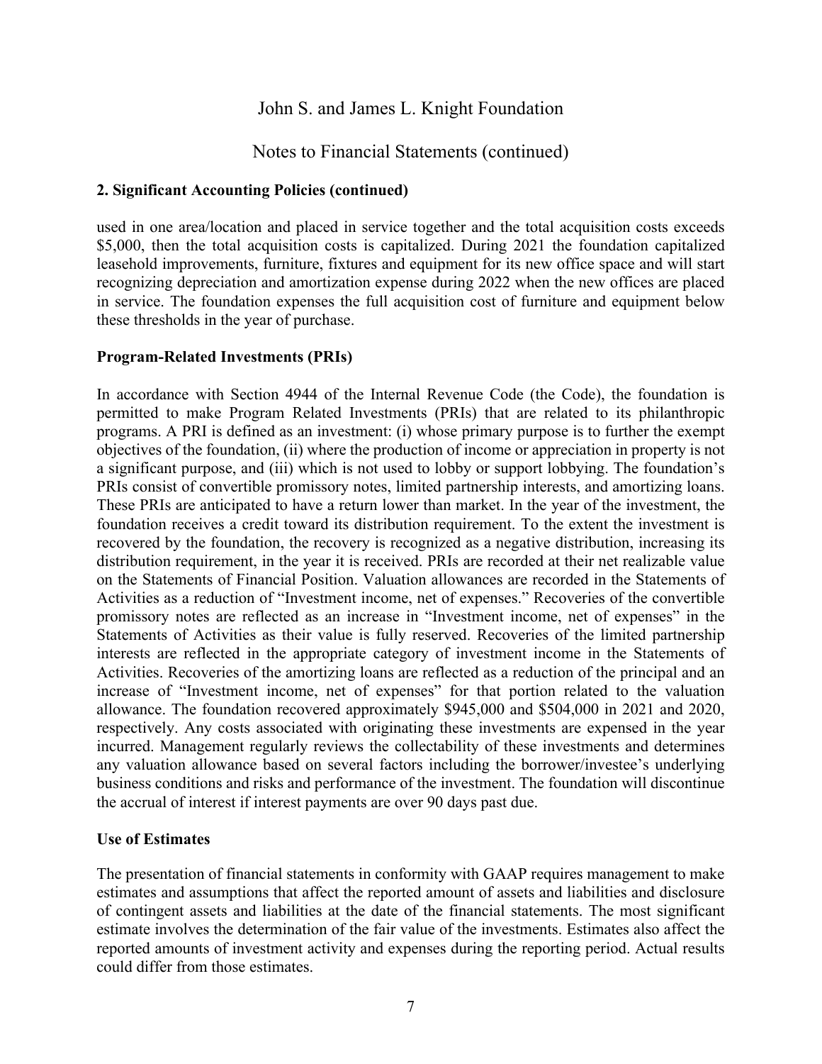## 2. Significant Accounting Policies (continued)

used in one area/location and placed in service together and the total acquisition costs exceeds $5,000, then the total acquisition costs is capitalized. During 2021 the foundation capitalized leasehold improvements, furniture, fixtures and equipment for its new office space and will start recognizing depreciation and amortization expense during 2022 when the new offices are placed in service. The foundation expenses the full acquisition cost of furniture and equipment below these thresholds in the year of purchase.

### Program-Related Investments (PRIs)

In accordance with Section 4944 of the Internal Revenue Code (the Code), the foundation is permitted to make Program Related Investments (PRIs) that are related to its philanthropic programs. A PRI is defined as an investment: (i) whose primary purpose is to further the exempt objectives of the foundation, (ii) where the production of income or appreciation in property is not a significant purpose, and (iii) which is not used to lobby or support lobbying. The foundation's PRIs consist of convertible promissory notes, limited partnership interests, and amortizing loans. These PRIs are anticipated to have a return lower than market. In the year of the investment, the foundation receives a credit toward its distribution requirement. To the extent the investment is recovered by the foundation, the recovery is recognized as a negative distribution, increasing its distribution requirement, in the year it is received. PRIs are recorded at their net realizable value on the Statements of Financial Position. Valuation allowances are recorded in the Statements of Activities as a reduction of "Investment income, net of expenses." Recoveries of the convertible promissory notes are reflected as an increase in "Investment income, net of expenses" in the Statements of Activities as their value is fully reserved. Recoveries of the limited partnership interests are reflected in the appropriate category of investment income in the Statements of Activities. Recoveries of the amortizing loans are reflected as a reduction of the principal and an increase of "Investment income, net of expenses" for that portion related to the valuation allowance. The foundation recovered approximately $945,000 and $504,000 in 2021 and 2020, respectively. Any costs associated with originating these investments are expensed in the year incurred. Management regularly reviews the collectability of these investments and determines any valuation allowance based on several factors including the borrower/investee's underlying business conditions and risks and performance of the investment. The foundation will discontinue the accrual of interest if interest payments are over 90 days past due.

### Use of Estimates

The presentation of financial statements in conformity with GAAP requires management to make estimates and assumptions that affect the reported amount of assets and liabilities and disclosure of contingent assets and liabilities at the date of the financial statements. The most significant estimate involves the determination of the fair value of the investments. Estimates also affect the reported amounts of investment activity and expenses during the reporting period. Actual results could differ from those estimates.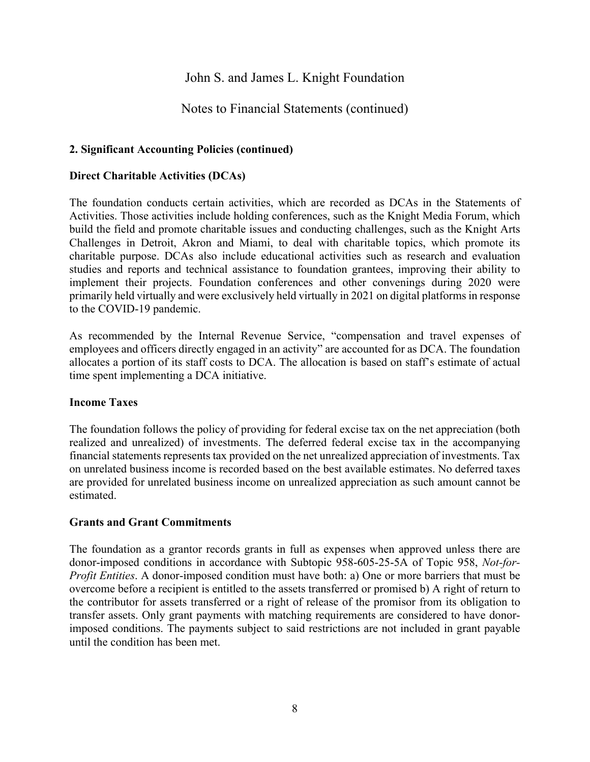John S. and James L. Knight Foundation

Notes to Financial Statements (continued)

**2. Significant Accounting Policies (continued)**

**Direct Charitable Activities (DCAs)**

The foundation conducts certain activities, which are recorded as DCAs in the Statements of Activities. Those activities include holding conferences, such as the Knight Media Forum, which build the field and promote charitable issues and conducting challenges, such as the Knight Arts Challenges in Detroit, Akron and Miami, to deal with charitable topics, which promote its charitable purpose. DCAs also include educational activities such as research and evaluation studies and reports and technical assistance to foundation grantees, improving their ability to implement their projects. Foundation conferences and other convenings during 2020 were primarily held virtually and were exclusively held virtually in 2021 on digital platforms in response to the COVID-19 pandemic.

As recommended by the Internal Revenue Service, "compensation and travel expenses of employees and officers directly engaged in an activity" are accounted for as DCA. The foundation allocates a portion of its staff costs to DCA. The allocation is based on staff's estimate of actual time spent implementing a DCA initiative.

**Income Taxes**

The foundation follows the policy of providing for federal excise tax on the net appreciation (both realized and unrealized) of investments. The deferred federal excise tax in the accompanying financial statements represents tax provided on the net unrealized appreciation of investments. Tax on unrelated business income is recorded based on the best available estimates. No deferred taxes are provided for unrelated business income on unrealized appreciation as such amount cannot be estimated.

**Grants and Grant Commitments**

The foundation as a grantor records grants in full as expenses when approved unless there are donor-imposed conditions in accordance with Subtopic 958-605-25-5A of Topic 958, *Not-for-Profit Entities*. A donor-imposed condition must have both: a) One or more barriers that must be overcome before a recipient is entitled to the assets transferred or promised b) A right of return to the contributor for assets transferred or a right of release of the promisor from its obligation to transfer assets. Only grant payments with matching requirements are considered to have donor-imposed conditions. The payments subject to said restrictions are not included in grant payable until the condition has been met.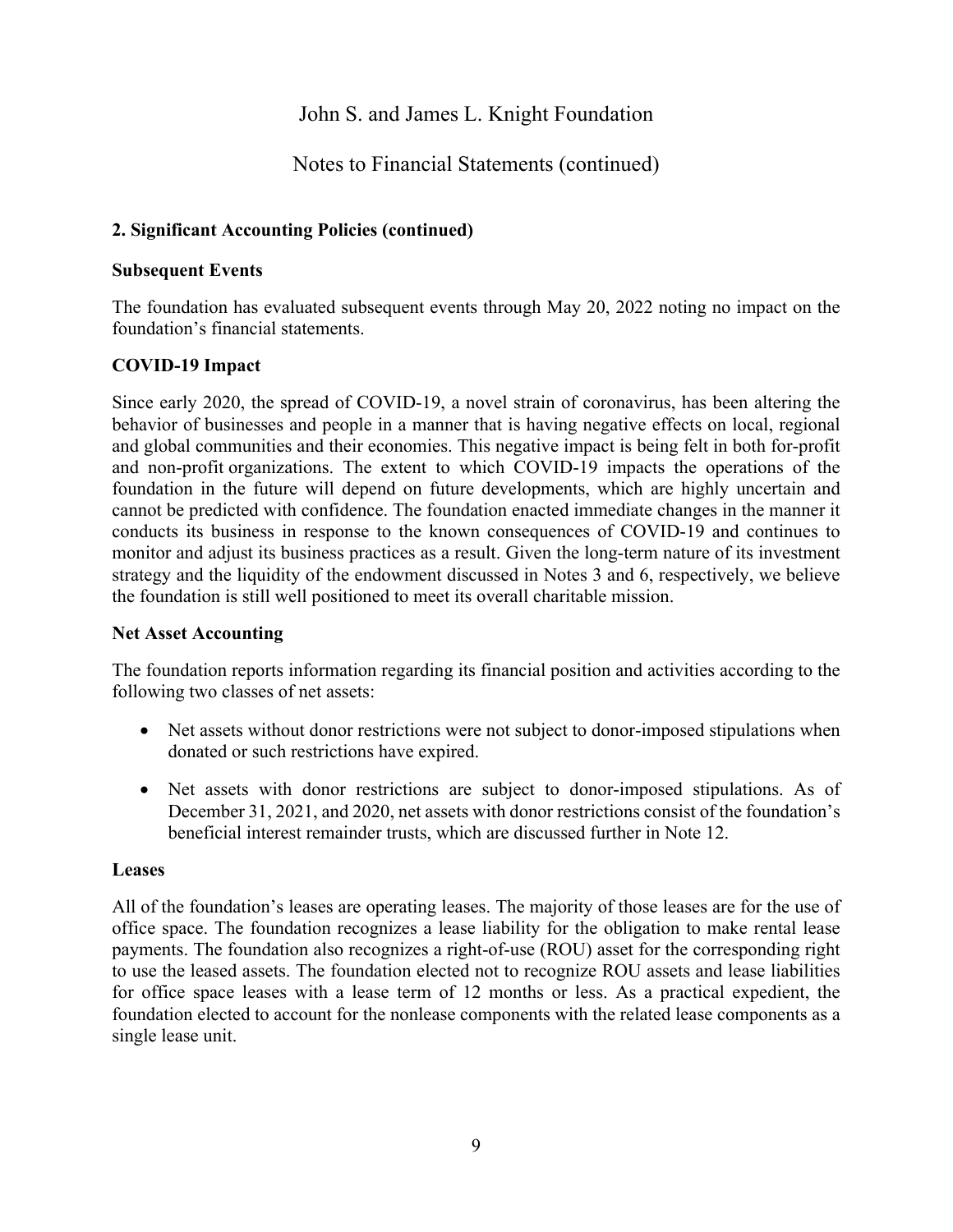## 2. Significant Accounting Policies (continued)

### Subsequent Events

The foundation has evaluated subsequent events through May 20, 2022 noting no impact on the foundation's financial statements.

### COVID-19 Impact

Since early 2020, the spread of COVID-19, a novel strain of coronavirus, has been altering the behavior of businesses and people in a manner that is having negative effects on local, regional and global communities and their economies. This negative impact is being felt in both for-profit and non-profit organizations. The extent to which COVID-19 impacts the operations of the foundation in the future will depend on future developments, which are highly uncertain and cannot be predicted with confidence. The foundation enacted immediate changes in the manner it conducts its business in response to the known consequences of COVID-19 and continues to monitor and adjust its business practices as a result. Given the long-term nature of its investment strategy and the liquidity of the endowment discussed in Notes 3 and 6, respectively, we believe the foundation is still well positioned to meet its overall charitable mission.

### Net Asset Accounting

The foundation reports information regarding its financial position and activities according to the following two classes of net assets:

- Net assets without donor restrictions were not subject to donor-imposed stipulations when donated or such restrictions have expired.
- Net assets with donor restrictions are subject to donor-imposed stipulations. As of December 31, 2021, and 2020, net assets with donor restrictions consist of the foundation's beneficial interest remainder trusts, which are discussed further in Note 12.

### Leases

All of the foundation's leases are operating leases. The majority of those leases are for the use of office space. The foundation recognizes a lease liability for the obligation to make rental lease payments. The foundation also recognizes a right-of-use (ROU) asset for the corresponding right to use the leased assets. The foundation elected not to recognize ROU assets and lease liabilities for office space leases with a lease term of 12 months or less. As a practical expedient, the foundation elected to account for the nonlease components with the related lease components as a single lease unit.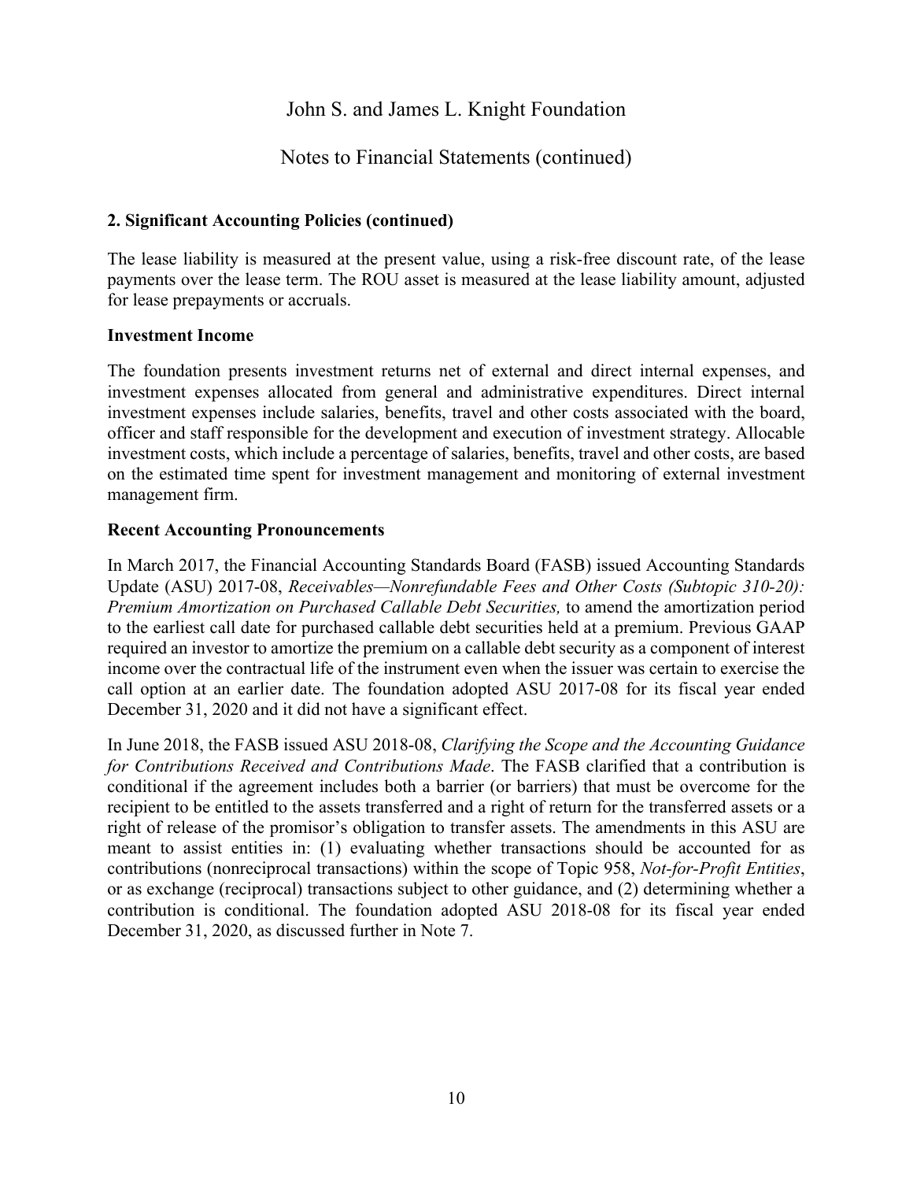John S. and James L. Knight Foundation

Notes to Financial Statements (continued)

## 2. Significant Accounting Policies (continued)

The lease liability is measured at the present value, using a risk-free discount rate, of the lease payments over the lease term. The ROU asset is measured at the lease liability amount, adjusted for lease prepayments or accruals.

### Investment Income

The foundation presents investment returns net of external and direct internal expenses, and investment expenses allocated from general and administrative expenditures. Direct internal investment expenses include salaries, benefits, travel and other costs associated with the board, officer and staff responsible for the development and execution of investment strategy. Allocable investment costs, which include a percentage of salaries, benefits, travel and other costs, are based on the estimated time spent for investment management and monitoring of external investment management firm.

### Recent Accounting Pronouncements

In March 2017, the Financial Accounting Standards Board (FASB) issued Accounting Standards Update (ASU) 2017-08, *Receivables—Nonrefundable Fees and Other Costs (Subtopic 310-20): Premium Amortization on Purchased Callable Debt Securities,* to amend the amortization period to the earliest call date for purchased callable debt securities held at a premium. Previous GAAP required an investor to amortize the premium on a callable debt security as a component of interest income over the contractual life of the instrument even when the issuer was certain to exercise the call option at an earlier date. The foundation adopted ASU 2017-08 for its fiscal year ended December 31, 2020 and it did not have a significant effect.

In June 2018, the FASB issued ASU 2018-08, *Clarifying the Scope and the Accounting Guidance for Contributions Received and Contributions Made*. The FASB clarified that a contribution is conditional if the agreement includes both a barrier (or barriers) that must be overcome for the recipient to be entitled to the assets transferred and a right of return for the transferred assets or a right of release of the promisor's obligation to transfer assets. The amendments in this ASU are meant to assist entities in: (1) evaluating whether transactions should be accounted for as contributions (nonreciprocal transactions) within the scope of Topic 958, *Not-for-Profit Entities*, or as exchange (reciprocal) transactions subject to other guidance, and (2) determining whether a contribution is conditional. The foundation adopted ASU 2018-08 for its fiscal year ended December 31, 2020, as discussed further in Note 7.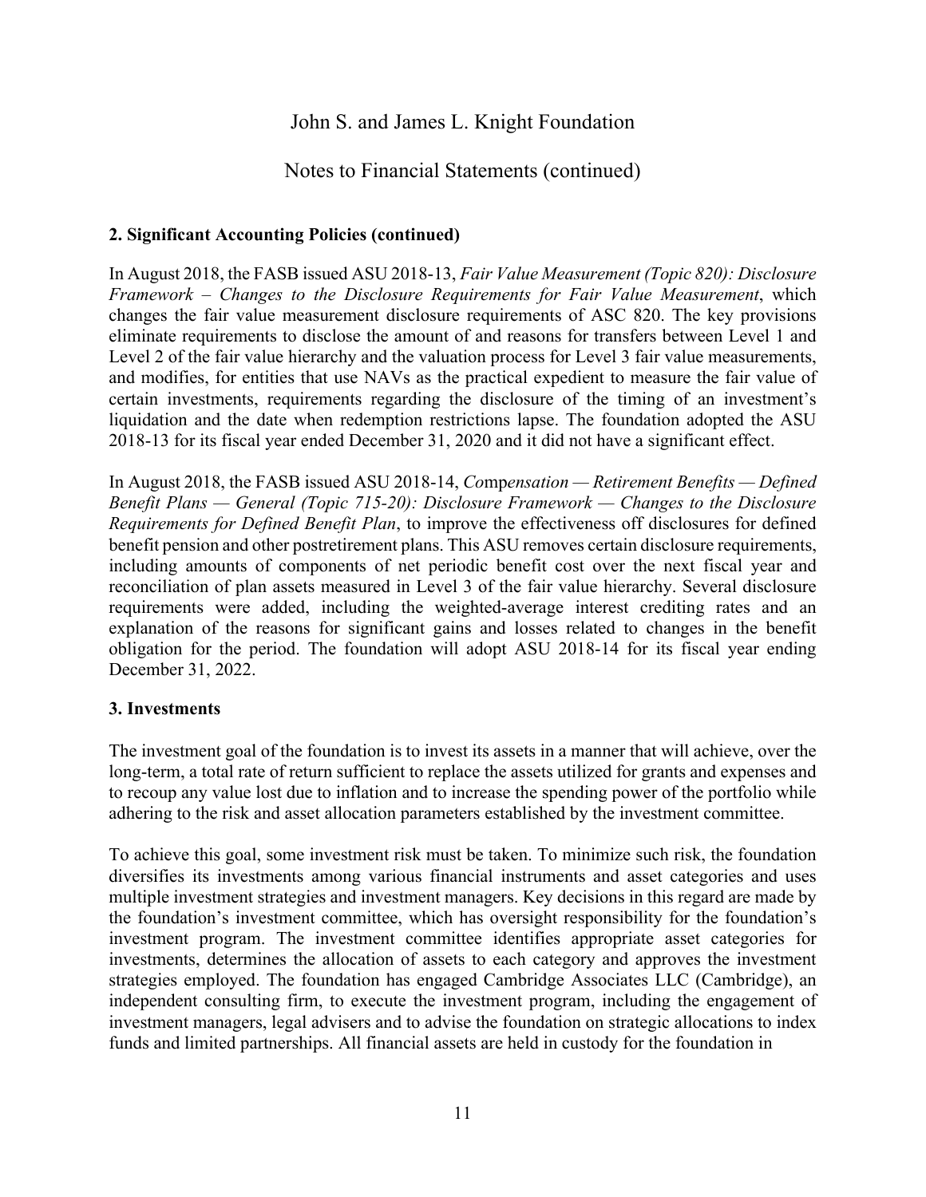# John S. and James L. Knight Foundation

## Notes to Financial Statements (continued)

### 2. Significant Accounting Policies (continued)

In August 2018, the FASB issued ASU 2018-13, *Fair Value Measurement (Topic 820): Disclosure Framework – Changes to the Disclosure Requirements for Fair Value Measurement*, which changes the fair value measurement disclosure requirements of ASC 820. The key provisions eliminate requirements to disclose the amount of and reasons for transfers between Level 1 and Level 2 of the fair value hierarchy and the valuation process for Level 3 fair value measurements, and modifies, for entities that use NAVs as the practical expedient to measure the fair value of certain investments, requirements regarding the disclosure of the timing of an investment's liquidation and the date when redemption restrictions lapse. The foundation adopted the ASU 2018-13 for its fiscal year ended December 31, 2020 and it did not have a significant effect.

In August 2018, the FASB issued ASU 2018-14, *Compensation — Retirement Benefits — Defined Benefit Plans — General (Topic 715-20): Disclosure Framework — Changes to the Disclosure Requirements for Defined Benefit Plan*, to improve the effectiveness off disclosures for defined benefit pension and other postretirement plans. This ASU removes certain disclosure requirements, including amounts of components of net periodic benefit cost over the next fiscal year and reconciliation of plan assets measured in Level 3 of the fair value hierarchy. Several disclosure requirements were added, including the weighted-average interest crediting rates and an explanation of the reasons for significant gains and losses related to changes in the benefit obligation for the period. The foundation will adopt ASU 2018-14 for its fiscal year ending December 31, 2022.

### 3. Investments

The investment goal of the foundation is to invest its assets in a manner that will achieve, over the long-term, a total rate of return sufficient to replace the assets utilized for grants and expenses and to recoup any value lost due to inflation and to increase the spending power of the portfolio while adhering to the risk and asset allocation parameters established by the investment committee.

To achieve this goal, some investment risk must be taken. To minimize such risk, the foundation diversifies its investments among various financial instruments and asset categories and uses multiple investment strategies and investment managers. Key decisions in this regard are made by the foundation's investment committee, which has oversight responsibility for the foundation's investment program. The investment committee identifies appropriate asset categories for investments, determines the allocation of assets to each category and approves the investment strategies employed. The foundation has engaged Cambridge Associates LLC (Cambridge), an independent consulting firm, to execute the investment program, including the engagement of investment managers, legal advisers and to advise the foundation on strategic allocations to index funds and limited partnerships. All financial assets are held in custody for the foundation in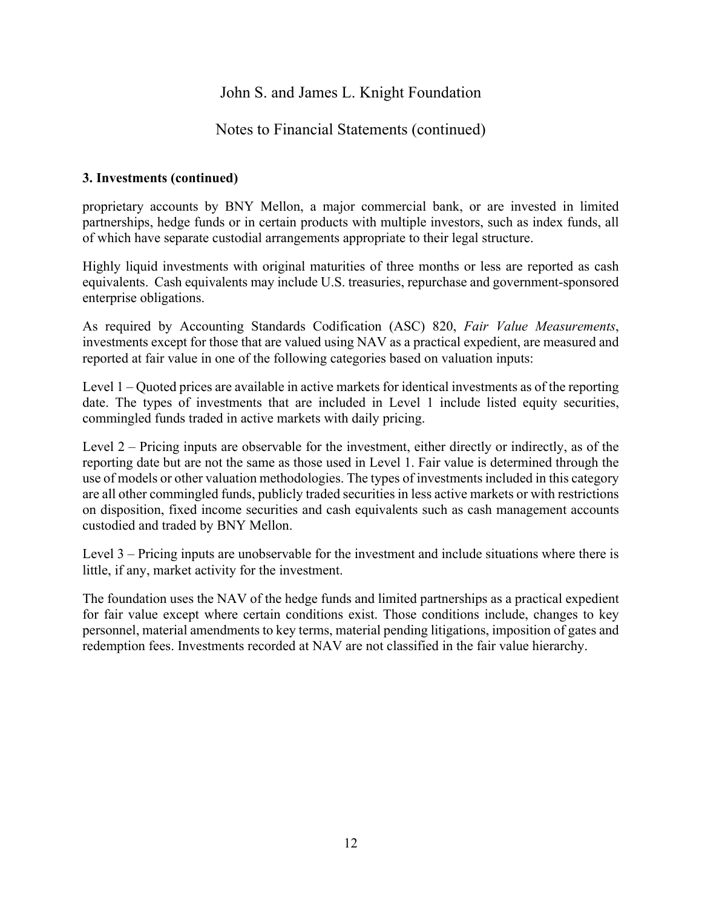### 3. Investments (continued)

proprietary accounts by BNY Mellon, a major commercial bank, or are invested in limited partnerships, hedge funds or in certain products with multiple investors, such as index funds, all of which have separate custodial arrangements appropriate to their legal structure.

Highly liquid investments with original maturities of three months or less are reported as cash equivalents. Cash equivalents may include U.S. treasuries, repurchase and government-sponsored enterprise obligations.

As required by Accounting Standards Codification (ASC) 820, *Fair Value Measurements*, investments except for those that are valued using NAV as a practical expedient, are measured and reported at fair value in one of the following categories based on valuation inputs:

Level 1 – Quoted prices are available in active markets for identical investments as of the reporting date. The types of investments that are included in Level 1 include listed equity securities, commingled funds traded in active markets with daily pricing.

Level 2 – Pricing inputs are observable for the investment, either directly or indirectly, as of the reporting date but are not the same as those used in Level 1. Fair value is determined through the use of models or other valuation methodologies. The types of investments included in this category are all other commingled funds, publicly traded securities in less active markets or with restrictions on disposition, fixed income securities and cash equivalents such as cash management accounts custodied and traded by BNY Mellon.

Level 3 – Pricing inputs are unobservable for the investment and include situations where there is little, if any, market activity for the investment.

The foundation uses the NAV of the hedge funds and limited partnerships as a practical expedient for fair value except where certain conditions exist. Those conditions include, changes to key personnel, material amendments to key terms, material pending litigations, imposition of gates and redemption fees. Investments recorded at NAV are not classified in the fair value hierarchy.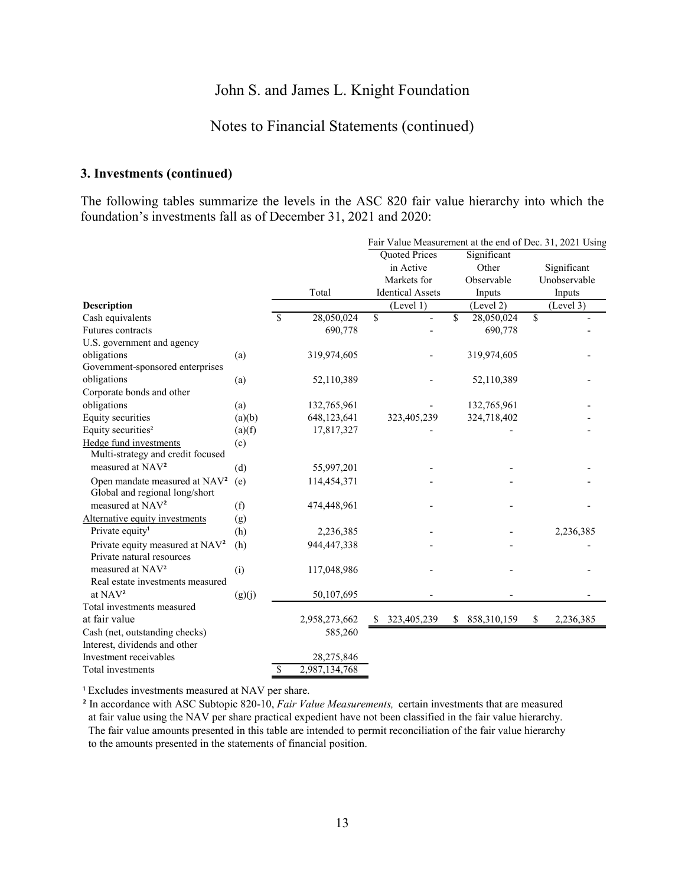John S. and James L. Knight Foundation

Notes to Financial Statements (continued)

### 3. Investments (continued)

The following tables summarize the levels in the ASC 820 fair value hierarchy into which the foundation's investments fall as of December 31, 2021 and 2020:

| Description | | Total | Fair Value Measurement at the end of Dec. 31, 2021 Using Quoted Prices in Active Markets for Identical Assets (Level 1) | Significant Other Observable Inputs (Level 2) | Significant Unobservable Inputs (Level 3) |
|---|---|---|---|---|---|
| Cash equivalents | | $ 28,050,024 | $ - | $ 28,050,024 | $ - |
| Futures contracts | | 690,778 | - | 690,778 | - |
| U.S. government and agency obligations | (a) | 319,974,605 | - | 319,974,605 | - |
| Government-sponsored enterprises obligations | (a) | 52,110,389 | - | 52,110,389 | - |
| Corporate bonds and other obligations | (a) | 132,765,961 | - | 132,765,961 | - |
| Equity securities | (a)(b) | 648,123,641 | 323,405,239 | 324,718,402 | - |
| Equity securities[2] | (a)(f) | 17,817,327 | - | - | - |
| Hedge fund investments | (c) | | | | |
| Multi-strategy and credit focused measured at NAV[2] | (d) | 55,997,201 | - | - | - |
| Open mandate measured at NAV[2] | (e) | 114,454,371 | - | - | - |
| Global and regional long/short measured at NAV[2] | (f) | 474,448,961 | - | - | - |
| Alternative equity investments | (g) | | | | |
| Private equity[1] | (h) | 2,236,385 | - | - | 2,236,385 |
| Private equity measured at NAV[2] | (h) | 944,447,338 | - | - | - |
| Private natural resources measured at NAV[2] | (i) | 117,048,986 | - | - | - |
| Real estate investments measured at NAV[2] | (g)(j) | 50,107,695 | - | - | - |
| Total investments measured at fair value | | 2,958,273,662 | $ 323,405,239 | $ 858,310,159 | $ 2,236,385 |
| Cash (net, outstanding checks) | | 585,260 | | | |
| Interest, dividends and other Investment receivables | | 28,275,846 | | | |
| Total investments | | $ 2,987,134,768 | | | |

[1] Excludes investments measured at NAV per share.

[2] In accordance with ASC Subtopic 820-10, *Fair Value Measurements,* certain investments that are measured at fair value using the NAV per share practical expedient have not been classified in the fair value hierarchy. The fair value amounts presented in this table are intended to permit reconciliation of the fair value hierarchy to the amounts presented in the statements of financial position.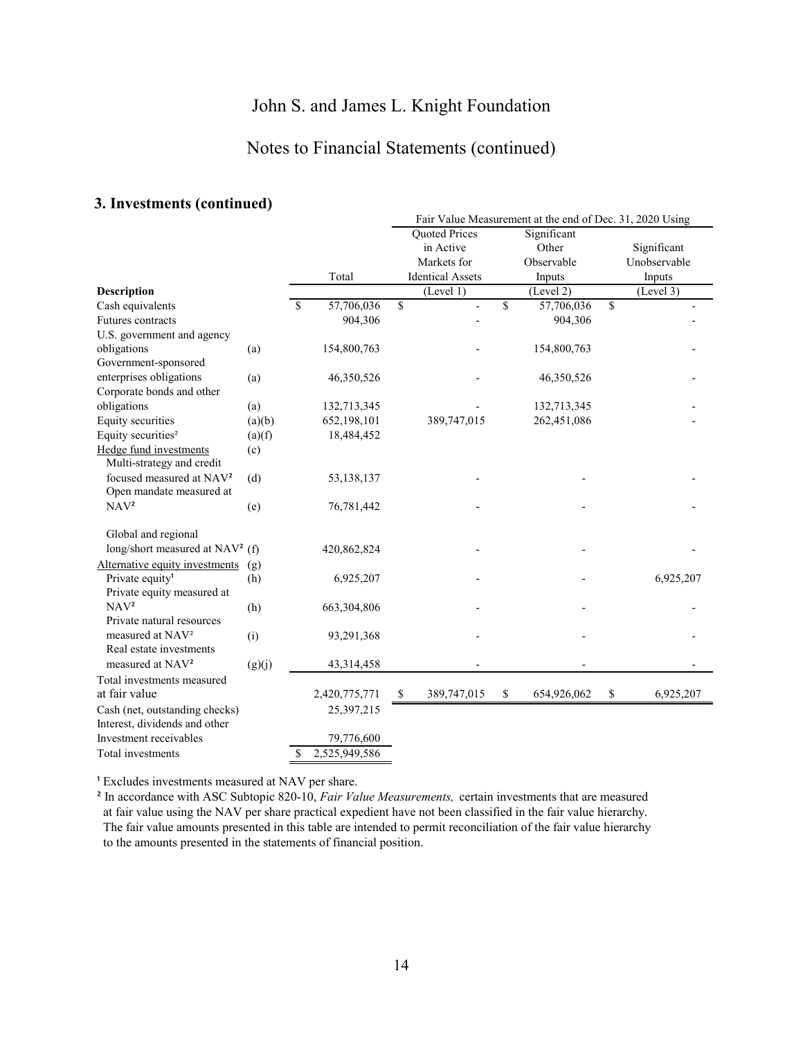## 3. Investments (continued)

| Description | | Total | Fair Value Measurement at the end of Dec. 31, 2020 Using<br>Quoted Prices in Active Markets for Identical Assets (Level 1) | Significant Other Observable Inputs (Level 2) | Significant Unobservable Inputs (Level 3) |
|---|---|---|---|---|---|
| Cash equivalents | | $ 57,706,036 | $ - | $ 57,706,036 | $ - |
| Futures contracts | | 904,306 | - | 904,306 | - |
| U.S. government and agency obligations | (a) | 154,800,763 | - | 154,800,763 | - |
| Government-sponsored enterprises obligations | (a) | 46,350,526 | - | 46,350,526 | - |
| Corporate bonds and other obligations | (a) | 132,713,345 | - | 132,713,345 | - |
| Equity securities | (a)(b) | 652,198,101 | 389,747,015 | 262,451,086 | - |
| Equity securities[2] | (a)(f) | 18,484,452 | | | |
| Hedge fund investments | (c) | | | | |
| Multi-strategy and credit focused measured at NAV[2] | (d) | 53,138,137 | - | - | - |
| Open mandate measured at NAV[2] | (e) | 76,781,442 | - | - | - |
| Global and regional long/short measured at NAV[2] | (f) | 420,862,824 | - | - | - |
| Alternative equity investments | (g) | | | | |
| Private equity[1] | (h) | 6,925,207 | - | - | 6,925,207 |
| Private equity measured at NAV[2] | (h) | 663,304,806 | - | - | - |
| Private natural resources measured at NAV[2] | (i) | 93,291,368 | - | - | - |
| Real estate investments measured at NAV[2] | (g)(j) | 43,314,458 | - | - | - |
| Total investments measured at fair value | | 2,420,775,771 | $ 389,747,015 | $ 654,926,062 | $ 6,925,207 |
| Cash (net, outstanding checks) | | 25,397,215 | | | |
| Interest, dividends and other Investment receivables | | 79,776,600 | | | |
| Total investments | | $ 2,525,949,586 | | | |

[1] Excludes investments measured at NAV per share.

[2] In accordance with ASC Subtopic 820-10, *Fair Value Measurements,* certain investments that are measured at fair value using the NAV per share practical expedient have not been classified in the fair value hierarchy. The fair value amounts presented in this table are intended to permit reconciliation of the fair value hierarchy to the amounts presented in the statements of financial position.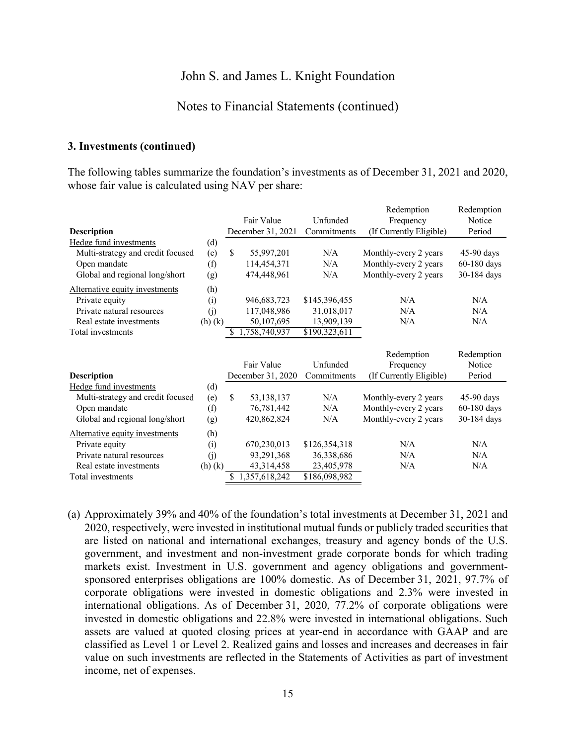### 3. Investments (continued)

The following tables summarize the foundation's investments as of December 31, 2021 and 2020, whose fair value is calculated using NAV per share:

| Description | | Fair Value December 31, 2021 | Unfunded Commitments | Redemption Frequency (If Currently Eligible) | Redemption Notice Period |
|---|---|---|---|---|---|
| Hedge fund investments | (d) | | | | |
| Multi-strategy and credit focused | (e) | $ 55,997,201 | N/A | Monthly-every 2 years | 45-90 days |
| Open mandate | (f) | 114,454,371 | N/A | Monthly-every 2 years | 60-180 days |
| Global and regional long/short | (g) | 474,448,961 | N/A | Monthly-every 2 years | 30-184 days |
| Alternative equity investments | (h) | | | | |
| Private equity | (i) | 946,683,723 | $145,396,455 | N/A | N/A |
| Private natural resources | (j) | 117,048,986 | 31,018,017 | N/A | N/A |
| Real estate investments | (h) (k) | 50,107,695 | 13,909,139 | N/A | N/A |
| Total investments | | $ 1,758,740,937 | $190,323,611 | | |

| Description | | Fair Value December 31, 2020 | Unfunded Commitments | Redemption Frequency (If Currently Eligible) | Redemption Notice Period |
|---|---|---|---|---|---|
| Hedge fund investments | (d) | | | | |
| Multi-strategy and credit focused | (e) | $ 53,138,137 | N/A | Monthly-every 2 years | 45-90 days |
| Open mandate | (f) | 76,781,442 | N/A | Monthly-every 2 years | 60-180 days |
| Global and regional long/short | (g) | 420,862,824 | N/A | Monthly-every 2 years | 30-184 days |
| Alternative equity investments | (h) | | | | |
| Private equity | (i) | 670,230,013 | $126,354,318 | N/A | N/A |
| Private natural resources | (j) | 93,291,368 | 36,338,686 | N/A | N/A |
| Real estate investments | (h) (k) | 43,314,458 | 23,405,978 | N/A | N/A |
| Total investments | | $ 1,357,618,242 | $186,098,982 | | |

(a) Approximately 39% and 40% of the foundation's total investments at December 31, 2021 and 2020, respectively, were invested in institutional mutual funds or publicly traded securities that are listed on national and international exchanges, treasury and agency bonds of the U.S. government, and investment and non-investment grade corporate bonds for which trading markets exist. Investment in U.S. government and agency obligations and government-sponsored enterprises obligations are 100% domestic. As of December 31, 2021, 97.7% of corporate obligations were invested in domestic obligations and 2.3% were invested in international obligations. As of December 31, 2020, 77.2% of corporate obligations were invested in domestic obligations and 22.8% were invested in international obligations. Such assets are valued at quoted closing prices at year-end in accordance with GAAP and are classified as Level 1 or Level 2. Realized gains and losses and increases and decreases in fair value on such investments are reflected in the Statements of Activities as part of investment income, net of expenses.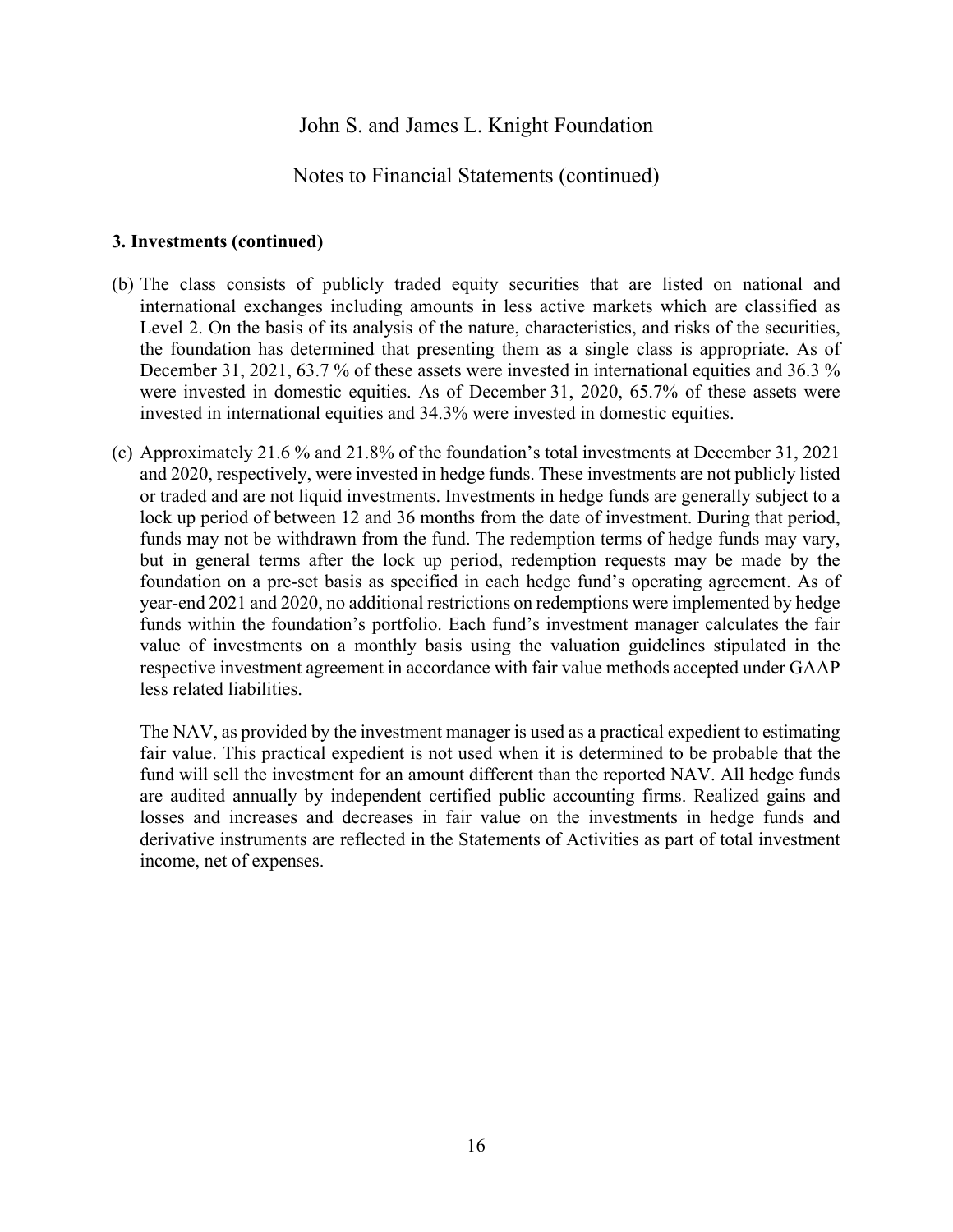### 3. Investments (continued)

(b) The class consists of publicly traded equity securities that are listed on national and international exchanges including amounts in less active markets which are classified as Level 2. On the basis of its analysis of the nature, characteristics, and risks of the securities, the foundation has determined that presenting them as a single class is appropriate. As of December 31, 2021, 63.7 % of these assets were invested in international equities and 36.3 % were invested in domestic equities. As of December 31, 2020, 65.7% of these assets were invested in international equities and 34.3% were invested in domestic equities.

(c) Approximately 21.6 % and 21.8% of the foundation's total investments at December 31, 2021 and 2020, respectively, were invested in hedge funds. These investments are not publicly listed or traded and are not liquid investments. Investments in hedge funds are generally subject to a lock up period of between 12 and 36 months from the date of investment. During that period, funds may not be withdrawn from the fund. The redemption terms of hedge funds may vary, but in general terms after the lock up period, redemption requests may be made by the foundation on a pre-set basis as specified in each hedge fund's operating agreement. As of year-end 2021 and 2020, no additional restrictions on redemptions were implemented by hedge funds within the foundation's portfolio. Each fund's investment manager calculates the fair value of investments on a monthly basis using the valuation guidelines stipulated in the respective investment agreement in accordance with fair value methods accepted under GAAP less related liabilities.

The NAV, as provided by the investment manager is used as a practical expedient to estimating fair value. This practical expedient is not used when it is determined to be probable that the fund will sell the investment for an amount different than the reported NAV. All hedge funds are audited annually by independent certified public accounting firms. Realized gains and losses and increases and decreases in fair value on the investments in hedge funds and derivative instruments are reflected in the Statements of Activities as part of total investment income, net of expenses.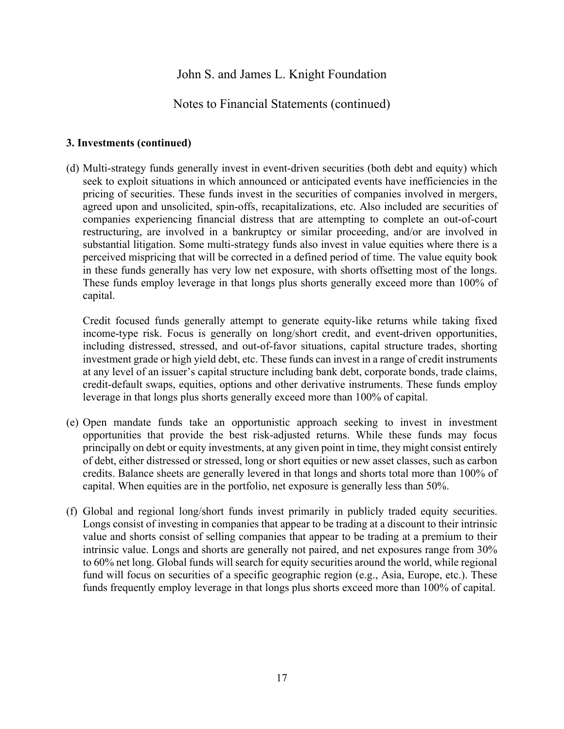### 3. Investments (continued)

(d) Multi-strategy funds generally invest in event-driven securities (both debt and equity) which seek to exploit situations in which announced or anticipated events have inefficiencies in the pricing of securities. These funds invest in the securities of companies involved in mergers, agreed upon and unsolicited, spin-offs, recapitalizations, etc. Also included are securities of companies experiencing financial distress that are attempting to complete an out-of-court restructuring, are involved in a bankruptcy or similar proceeding, and/or are involved in substantial litigation. Some multi-strategy funds also invest in value equities where there is a perceived mispricing that will be corrected in a defined period of time. The value equity book in these funds generally has very low net exposure, with shorts offsetting most of the longs. These funds employ leverage in that longs plus shorts generally exceed more than 100% of capital.

Credit focused funds generally attempt to generate equity-like returns while taking fixed income-type risk. Focus is generally on long/short credit, and event-driven opportunities, including distressed, stressed, and out-of-favor situations, capital structure trades, shorting investment grade or high yield debt, etc. These funds can invest in a range of credit instruments at any level of an issuer's capital structure including bank debt, corporate bonds, trade claims, credit-default swaps, equities, options and other derivative instruments. These funds employ leverage in that longs plus shorts generally exceed more than 100% of capital.

(e) Open mandate funds take an opportunistic approach seeking to invest in investment opportunities that provide the best risk-adjusted returns. While these funds may focus principally on debt or equity investments, at any given point in time, they might consist entirely of debt, either distressed or stressed, long or short equities or new asset classes, such as carbon credits. Balance sheets are generally levered in that longs and shorts total more than 100% of capital. When equities are in the portfolio, net exposure is generally less than 50%.

(f) Global and regional long/short funds invest primarily in publicly traded equity securities. Longs consist of investing in companies that appear to be trading at a discount to their intrinsic value and shorts consist of selling companies that appear to be trading at a premium to their intrinsic value. Longs and shorts are generally not paired, and net exposures range from 30% to 60% net long. Global funds will search for equity securities around the world, while regional fund will focus on securities of a specific geographic region (e.g., Asia, Europe, etc.). These funds frequently employ leverage in that longs plus shorts exceed more than 100% of capital.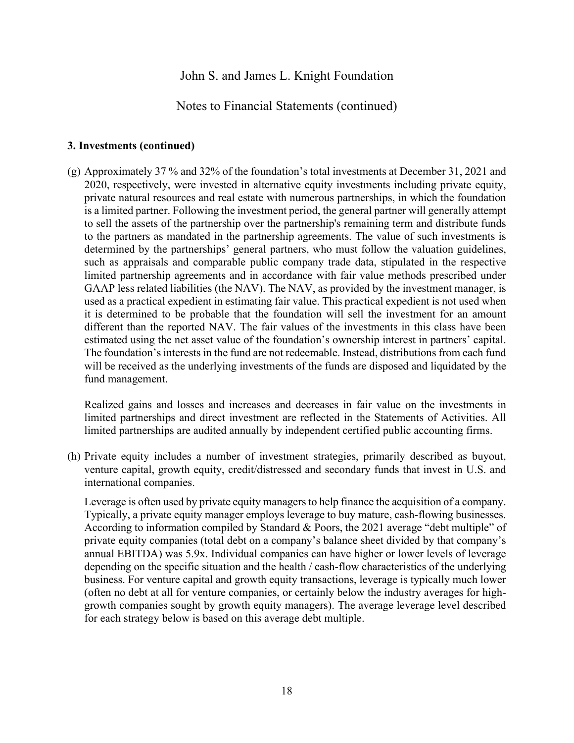### 3. Investments (continued)

(g) Approximately 37 % and 32% of the foundation's total investments at December 31, 2021 and 2020, respectively, were invested in alternative equity investments including private equity, private natural resources and real estate with numerous partnerships, in which the foundation is a limited partner. Following the investment period, the general partner will generally attempt to sell the assets of the partnership over the partnership's remaining term and distribute funds to the partners as mandated in the partnership agreements. The value of such investments is determined by the partnerships' general partners, who must follow the valuation guidelines, such as appraisals and comparable public company trade data, stipulated in the respective limited partnership agreements and in accordance with fair value methods prescribed under GAAP less related liabilities (the NAV). The NAV, as provided by the investment manager, is used as a practical expedient in estimating fair value. This practical expedient is not used when it is determined to be probable that the foundation will sell the investment for an amount different than the reported NAV. The fair values of the investments in this class have been estimated using the net asset value of the foundation's ownership interest in partners' capital. The foundation's interests in the fund are not redeemable. Instead, distributions from each fund will be received as the underlying investments of the funds are disposed and liquidated by the fund management.

Realized gains and losses and increases and decreases in fair value on the investments in limited partnerships and direct investment are reflected in the Statements of Activities. All limited partnerships are audited annually by independent certified public accounting firms.

(h) Private equity includes a number of investment strategies, primarily described as buyout, venture capital, growth equity, credit/distressed and secondary funds that invest in U.S. and international companies.

Leverage is often used by private equity managers to help finance the acquisition of a company. Typically, a private equity manager employs leverage to buy mature, cash-flowing businesses. According to information compiled by Standard & Poors, the 2021 average "debt multiple" of private equity companies (total debt on a company's balance sheet divided by that company's annual EBITDA) was 5.9x. Individual companies can have higher or lower levels of leverage depending on the specific situation and the health / cash-flow characteristics of the underlying business. For venture capital and growth equity transactions, leverage is typically much lower (often no debt at all for venture companies, or certainly below the industry averages for high-growth companies sought by growth equity managers). The average leverage level described for each strategy below is based on this average debt multiple.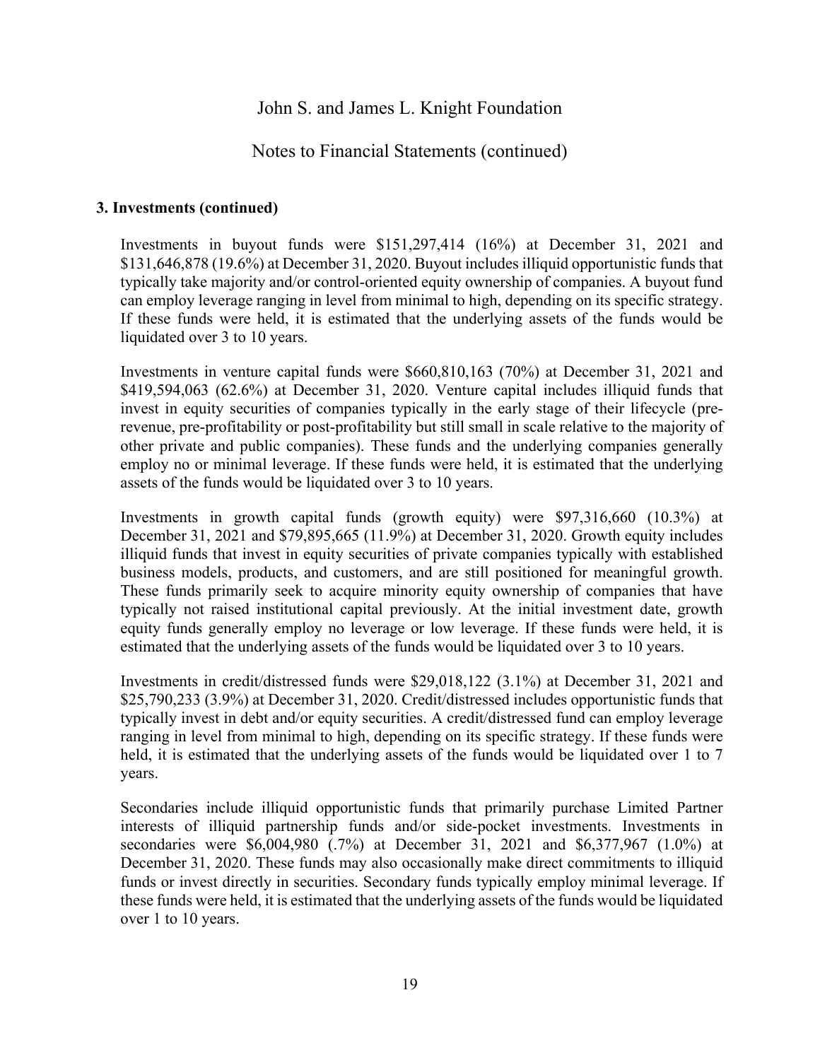### 3. Investments (continued)

Investments in buyout funds were $151,297,414 (16%) at December 31, 2021 and $131,646,878 (19.6%) at December 31, 2020. Buyout includes illiquid opportunistic funds that typically take majority and/or control-oriented equity ownership of companies. A buyout fund can employ leverage ranging in level from minimal to high, depending on its specific strategy. If these funds were held, it is estimated that the underlying assets of the funds would be liquidated over 3 to 10 years.

Investments in venture capital funds were $660,810,163 (70%) at December 31, 2021 and $419,594,063 (62.6%) at December 31, 2020. Venture capital includes illiquid funds that invest in equity securities of companies typically in the early stage of their lifecycle (pre-revenue, pre-profitability or post-profitability but still small in scale relative to the majority of other private and public companies). These funds and the underlying companies generally employ no or minimal leverage. If these funds were held, it is estimated that the underlying assets of the funds would be liquidated over 3 to 10 years.

Investments in growth capital funds (growth equity) were $97,316,660 (10.3%) at December 31, 2021 and $79,895,665 (11.9%) at December 31, 2020. Growth equity includes illiquid funds that invest in equity securities of private companies typically with established business models, products, and customers, and are still positioned for meaningful growth. These funds primarily seek to acquire minority equity ownership of companies that have typically not raised institutional capital previously. At the initial investment date, growth equity funds generally employ no leverage or low leverage. If these funds were held, it is estimated that the underlying assets of the funds would be liquidated over 3 to 10 years.

Investments in credit/distressed funds were $29,018,122 (3.1%) at December 31, 2021 and $25,790,233 (3.9%) at December 31, 2020. Credit/distressed includes opportunistic funds that typically invest in debt and/or equity securities. A credit/distressed fund can employ leverage ranging in level from minimal to high, depending on its specific strategy. If these funds were held, it is estimated that the underlying assets of the funds would be liquidated over 1 to 7 years.

Secondaries include illiquid opportunistic funds that primarily purchase Limited Partner interests of illiquid partnership funds and/or side-pocket investments. Investments in secondaries were $6,004,980 (.7%) at December 31, 2021 and $6,377,967 (1.0%) at December 31, 2020. These funds may also occasionally make direct commitments to illiquid funds or invest directly in securities. Secondary funds typically employ minimal leverage. If these funds were held, it is estimated that the underlying assets of the funds would be liquidated over 1 to 10 years.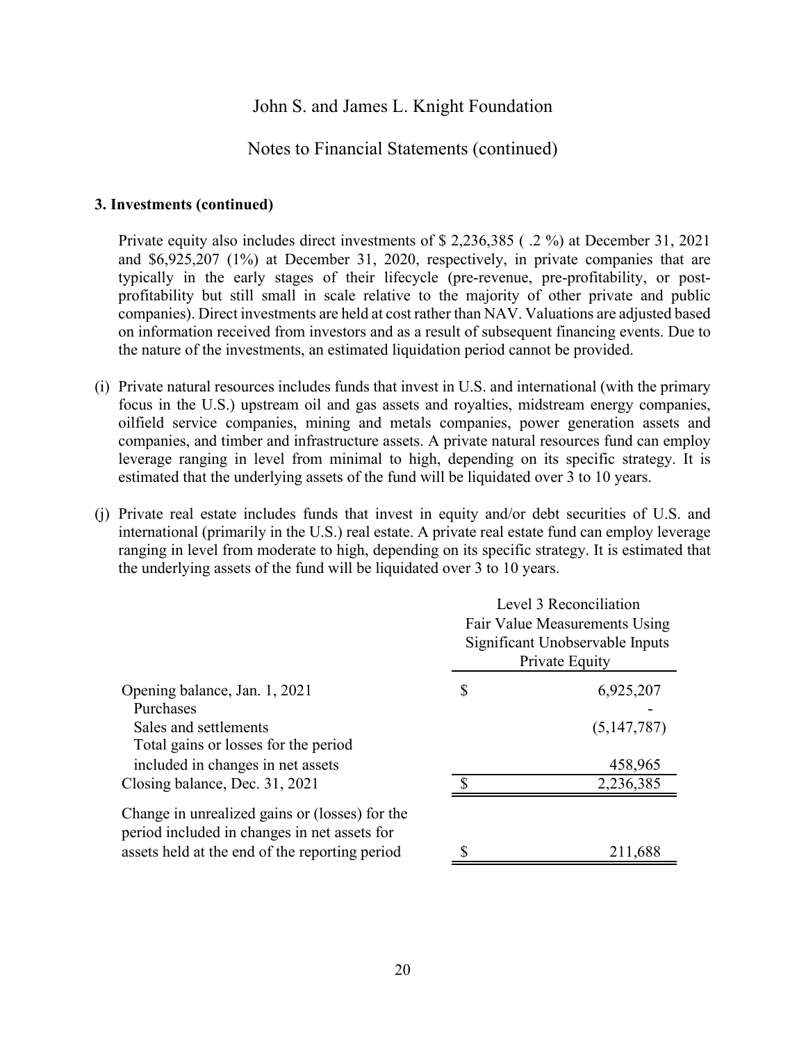### 3. Investments (continued)

Private equity also includes direct investments of $ 2,236,385 ( .2 %) at December 31, 2021 and $6,925,207 (1%) at December 31, 2020, respectively, in private companies that are typically in the early stages of their lifecycle (pre-revenue, pre-profitability, or post-profitability but still small in scale relative to the majority of other private and public companies). Direct investments are held at cost rather than NAV. Valuations are adjusted based on information received from investors and as a result of subsequent financing events. Due to the nature of the investments, an estimated liquidation period cannot be provided.

(i) Private natural resources includes funds that invest in U.S. and international (with the primary focus in the U.S.) upstream oil and gas assets and royalties, midstream energy companies, oilfield service companies, mining and metals companies, power generation assets and companies, and timber and infrastructure assets. A private natural resources fund can employ leverage ranging in level from minimal to high, depending on its specific strategy. It is estimated that the underlying assets of the fund will be liquidated over 3 to 10 years.

(j) Private real estate includes funds that invest in equity and/or debt securities of U.S. and international (primarily in the U.S.) real estate. A private real estate fund can employ leverage ranging in level from moderate to high, depending on its specific strategy. It is estimated that the underlying assets of the fund will be liquidated over 3 to 10 years.

| | Level 3 Reconciliation Fair Value Measurements Using Significant Unobservable Inputs Private Equity |
|---|---|
| Opening balance, Jan. 1, 2021 | $ 6,925,207 |
| Purchases | - |
| Sales and settlements | (5,147,787) |
| Total gains or losses for the period included in changes in net assets | 458,965 |
| Closing balance, Dec. 31, 2021 | $ 2,236,385 |
| Change in unrealized gains or (losses) for the period included in changes in net assets for assets held at the end of the reporting period | $ 211,688 |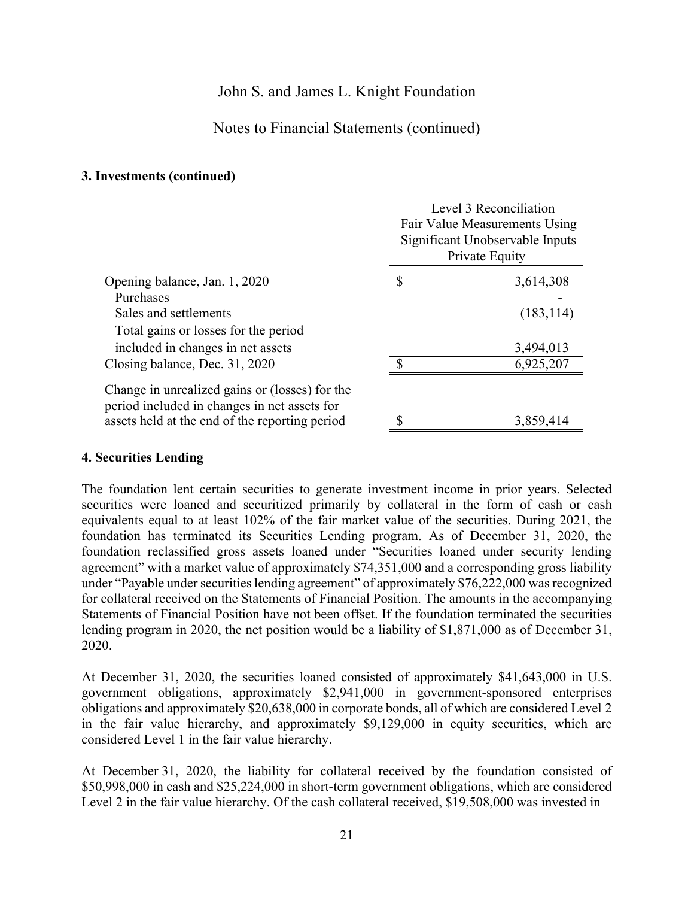# John S. and James L. Knight Foundation

## Notes to Financial Statements (continued)

### 3. Investments (continued)

| | Level 3 Reconciliation Fair Value Measurements Using Significant Unobservable Inputs Private Equity |
|---|---|
| Opening balance, Jan. 1, 2020 | $ 3,614,308 |
| Purchases | - |
| Sales and settlements | (183,114) |
| Total gains or losses for the period included in changes in net assets | 3,494,013 |
| Closing balance, Dec. 31, 2020 | $ 6,925,207 |
| Change in unrealized gains or (losses) for the period included in changes in net assets for assets held at the end of the reporting period | $ 3,859,414 |

### 4. Securities Lending

The foundation lent certain securities to generate investment income in prior years. Selected securities were loaned and securitized primarily by collateral in the form of cash or cash equivalents equal to at least 102% of the fair market value of the securities. During 2021, the foundation has terminated its Securities Lending program. As of December 31, 2020, the foundation reclassified gross assets loaned under "Securities loaned under security lending agreement" with a market value of approximately $74,351,000 and a corresponding gross liability under "Payable under securities lending agreement" of approximately $76,222,000 was recognized for collateral received on the Statements of Financial Position. The amounts in the accompanying Statements of Financial Position have not been offset. If the foundation terminated the securities lending program in 2020, the net position would be a liability of $1,871,000 as of December 31, 2020.

At December 31, 2020, the securities loaned consisted of approximately $41,643,000 in U.S. government obligations, approximately $2,941,000 in government-sponsored enterprises obligations and approximately $20,638,000 in corporate bonds, all of which are considered Level 2 in the fair value hierarchy, and approximately $9,129,000 in equity securities, which are considered Level 1 in the fair value hierarchy.

At December 31, 2020, the liability for collateral received by the foundation consisted of $50,998,000 in cash and $25,224,000 in short-term government obligations, which are considered Level 2 in the fair value hierarchy. Of the cash collateral received, $19,508,000 was invested in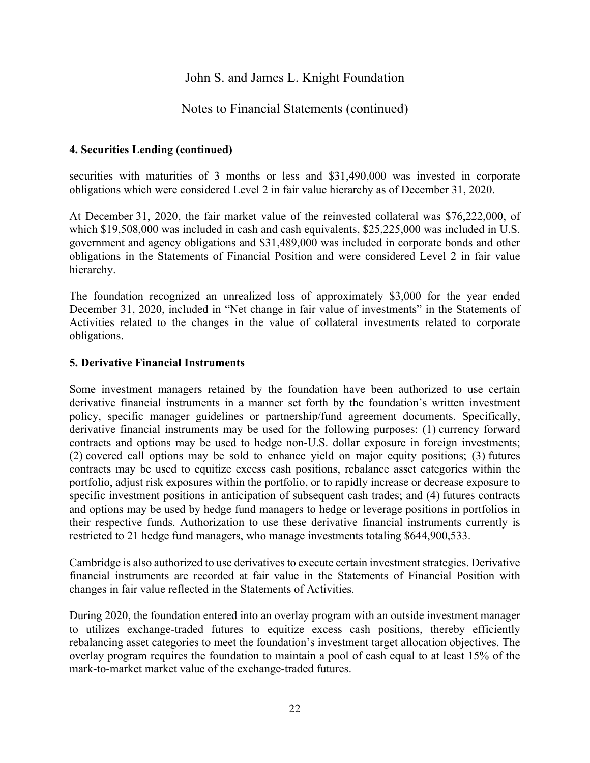## 4. Securities Lending (continued)

securities with maturities of 3 months or less and $31,490,000 was invested in corporate obligations which were considered Level 2 in fair value hierarchy as of December 31, 2020.

At December 31, 2020, the fair market value of the reinvested collateral was $76,222,000, of which $19,508,000 was included in cash and cash equivalents, $25,225,000 was included in U.S. government and agency obligations and $31,489,000 was included in corporate bonds and other obligations in the Statements of Financial Position and were considered Level 2 in fair value hierarchy.

The foundation recognized an unrealized loss of approximately $3,000 for the year ended December 31, 2020, included in "Net change in fair value of investments" in the Statements of Activities related to the changes in the value of collateral investments related to corporate obligations.

## 5. Derivative Financial Instruments

Some investment managers retained by the foundation have been authorized to use certain derivative financial instruments in a manner set forth by the foundation's written investment policy, specific manager guidelines or partnership/fund agreement documents. Specifically, derivative financial instruments may be used for the following purposes: (1) currency forward contracts and options may be used to hedge non-U.S. dollar exposure in foreign investments; (2) covered call options may be sold to enhance yield on major equity positions; (3) futures contracts may be used to equitize excess cash positions, rebalance asset categories within the portfolio, adjust risk exposures within the portfolio, or to rapidly increase or decrease exposure to specific investment positions in anticipation of subsequent cash trades; and (4) futures contracts and options may be used by hedge fund managers to hedge or leverage positions in portfolios in their respective funds. Authorization to use these derivative financial instruments currently is restricted to 21 hedge fund managers, who manage investments totaling $644,900,533.

Cambridge is also authorized to use derivatives to execute certain investment strategies. Derivative financial instruments are recorded at fair value in the Statements of Financial Position with changes in fair value reflected in the Statements of Activities.

During 2020, the foundation entered into an overlay program with an outside investment manager to utilizes exchange-traded futures to equitize excess cash positions, thereby efficiently rebalancing asset categories to meet the foundation's investment target allocation objectives. The overlay program requires the foundation to maintain a pool of cash equal to at least 15% of the mark-to-market market value of the exchange-traded futures.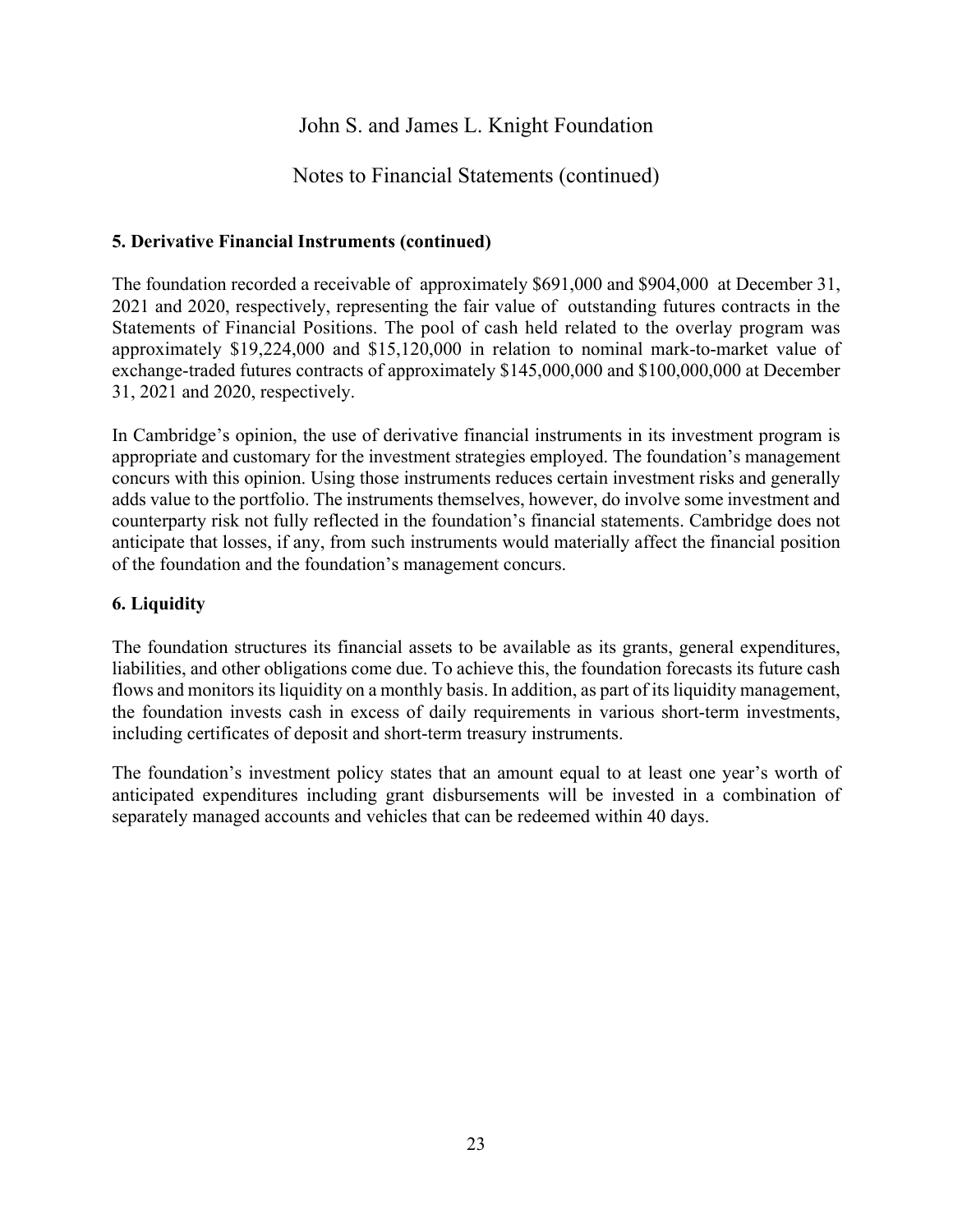### 5. Derivative Financial Instruments (continued)

The foundation recorded a receivable of approximately $691,000 and $904,000 at December 31, 2021 and 2020, respectively, representing the fair value of outstanding futures contracts in the Statements of Financial Positions. The pool of cash held related to the overlay program was approximately $19,224,000 and $15,120,000 in relation to nominal mark-to-market value of exchange-traded futures contracts of approximately $145,000,000 and $100,000,000 at December 31, 2021 and 2020, respectively.

In Cambridge's opinion, the use of derivative financial instruments in its investment program is appropriate and customary for the investment strategies employed. The foundation's management concurs with this opinion. Using those instruments reduces certain investment risks and generally adds value to the portfolio. The instruments themselves, however, do involve some investment and counterparty risk not fully reflected in the foundation's financial statements. Cambridge does not anticipate that losses, if any, from such instruments would materially affect the financial position of the foundation and the foundation's management concurs.

### 6. Liquidity

The foundation structures its financial assets to be available as its grants, general expenditures, liabilities, and other obligations come due. To achieve this, the foundation forecasts its future cash flows and monitors its liquidity on a monthly basis. In addition, as part of its liquidity management, the foundation invests cash in excess of daily requirements in various short-term investments, including certificates of deposit and short-term treasury instruments.

The foundation's investment policy states that an amount equal to at least one year's worth of anticipated expenditures including grant disbursements will be invested in a combination of separately managed accounts and vehicles that can be redeemed within 40 days.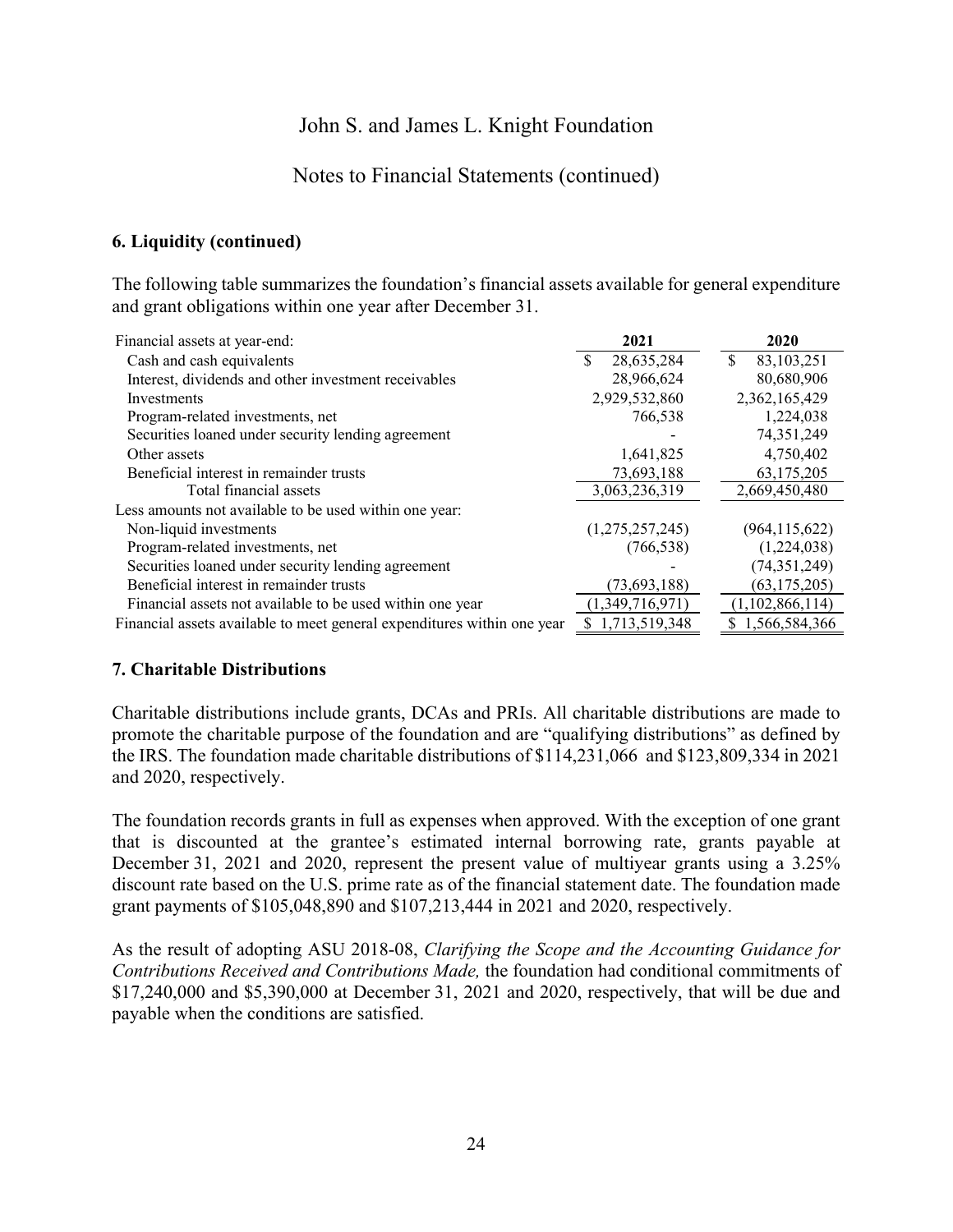John S. and James L. Knight Foundation

Notes to Financial Statements (continued)

## 6. Liquidity (continued)

The following table summarizes the foundation's financial assets available for general expenditure and grant obligations within one year after December 31.

| Financial assets at year-end: | 2021 | 2020 |
|---|---|---|
| Cash and cash equivalents | $ 28,635,284 | $ 83,103,251 |
| Interest, dividends and other investment receivables | 28,966,624 | 80,680,906 |
| Investments | 2,929,532,860 | 2,362,165,429 |
| Program-related investments, net | 766,538 | 1,224,038 |
| Securities loaned under security lending agreement | - | 74,351,249 |
| Other assets | 1,641,825 | 4,750,402 |
| Beneficial interest in remainder trusts | 73,693,188 | 63,175,205 |
| Total financial assets | 3,063,236,319 | 2,669,450,480 |
| Less amounts not available to be used within one year: | | |
| Non-liquid investments | (1,275,257,245) | (964,115,622) |
| Program-related investments, net | (766,538) | (1,224,038) |
| Securities loaned under security lending agreement | - | (74,351,249) |
| Beneficial interest in remainder trusts | (73,693,188) | (63,175,205) |
| Financial assets not available to be used within one year | (1,349,716,971) | (1,102,866,114) |
| Financial assets available to meet general expenditures within one year | $ 1,713,519,348 | $ 1,566,584,366 |

## 7. Charitable Distributions

Charitable distributions include grants, DCAs and PRIs. All charitable distributions are made to promote the charitable purpose of the foundation and are "qualifying distributions" as defined by the IRS. The foundation made charitable distributions of $114,231,066 and $123,809,334 in 2021 and 2020, respectively.

The foundation records grants in full as expenses when approved. With the exception of one grant that is discounted at the grantee's estimated internal borrowing rate, grants payable at December 31, 2021 and 2020, represent the present value of multiyear grants using a 3.25% discount rate based on the U.S. prime rate as of the financial statement date. The foundation made grant payments of $105,048,890 and $107,213,444 in 2021 and 2020, respectively.

As the result of adopting ASU 2018-08, *Clarifying the Scope and the Accounting Guidance for Contributions Received and Contributions Made,* the foundation had conditional commitments of $17,240,000 and $5,390,000 at December 31, 2021 and 2020, respectively, that will be due and payable when the conditions are satisfied.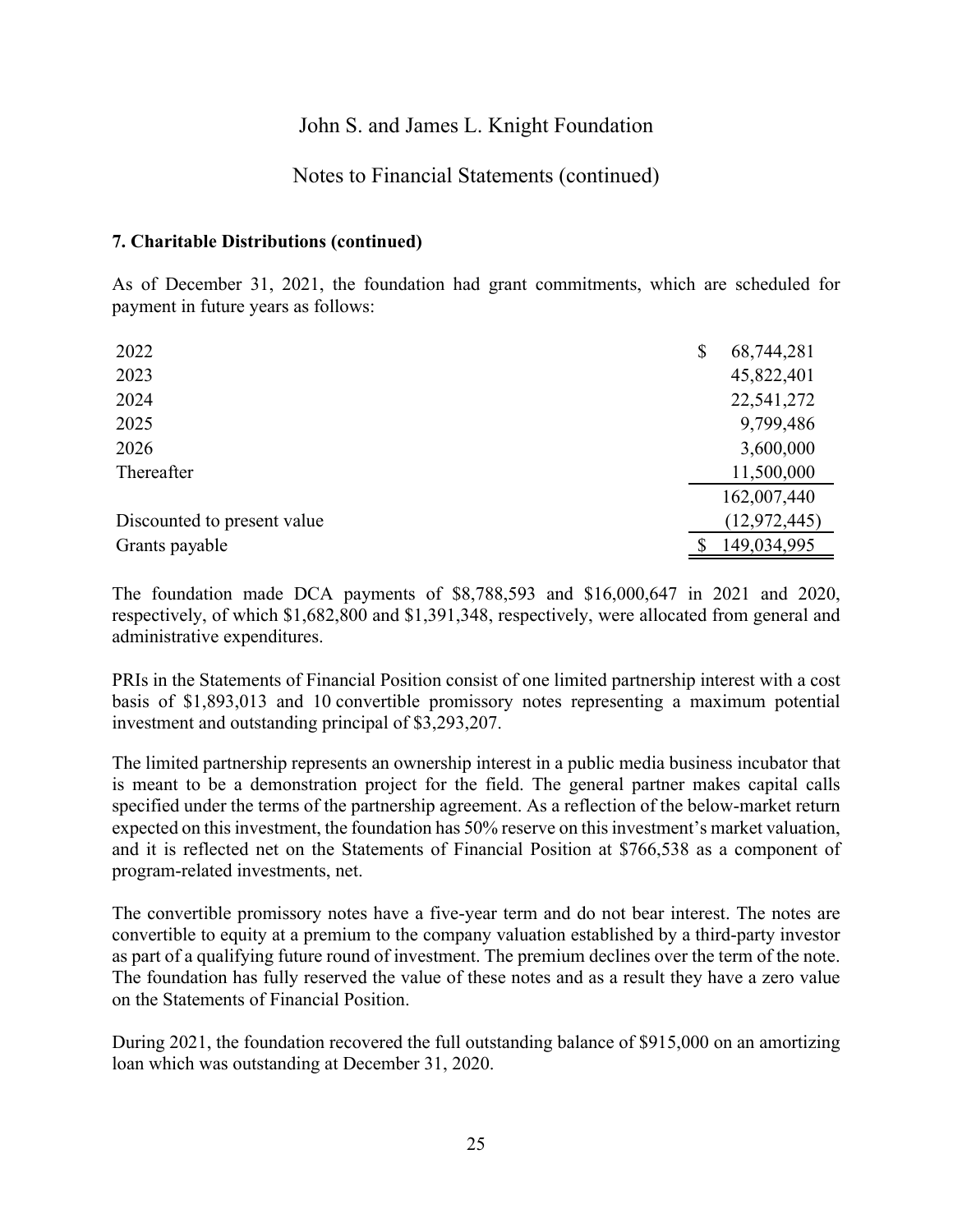### 7. Charitable Distributions (continued)

As of December 31, 2021, the foundation had grant commitments, which are scheduled for payment in future years as follows:

| | |
|---|---|
| 2022 | $ 68,744,281 |
| 2023 | 45,822,401 |
| 2024 | 22,541,272 |
| 2025 | 9,799,486 |
| 2026 | 3,600,000 |
| Thereafter | 11,500,000 |
| | 162,007,440 |
| Discounted to present value | (12,972,445) |
| Grants payable | $ 149,034,995 |

The foundation made DCA payments of $8,788,593 and $16,000,647 in 2021 and 2020, respectively, of which $1,682,800 and $1,391,348, respectively, were allocated from general and administrative expenditures.

PRIs in the Statements of Financial Position consist of one limited partnership interest with a cost basis of $1,893,013 and 10 convertible promissory notes representing a maximum potential investment and outstanding principal of $3,293,207.

The limited partnership represents an ownership interest in a public media business incubator that is meant to be a demonstration project for the field. The general partner makes capital calls specified under the terms of the partnership agreement. As a reflection of the below-market return expected on this investment, the foundation has 50% reserve on this investment's market valuation, and it is reflected net on the Statements of Financial Position at $766,538 as a component of program-related investments, net.

The convertible promissory notes have a five-year term and do not bear interest. The notes are convertible to equity at a premium to the company valuation established by a third-party investor as part of a qualifying future round of investment. The premium declines over the term of the note. The foundation has fully reserved the value of these notes and as a result they have a zero value on the Statements of Financial Position.

During 2021, the foundation recovered the full outstanding balance of $915,000 on an amortizing loan which was outstanding at December 31, 2020.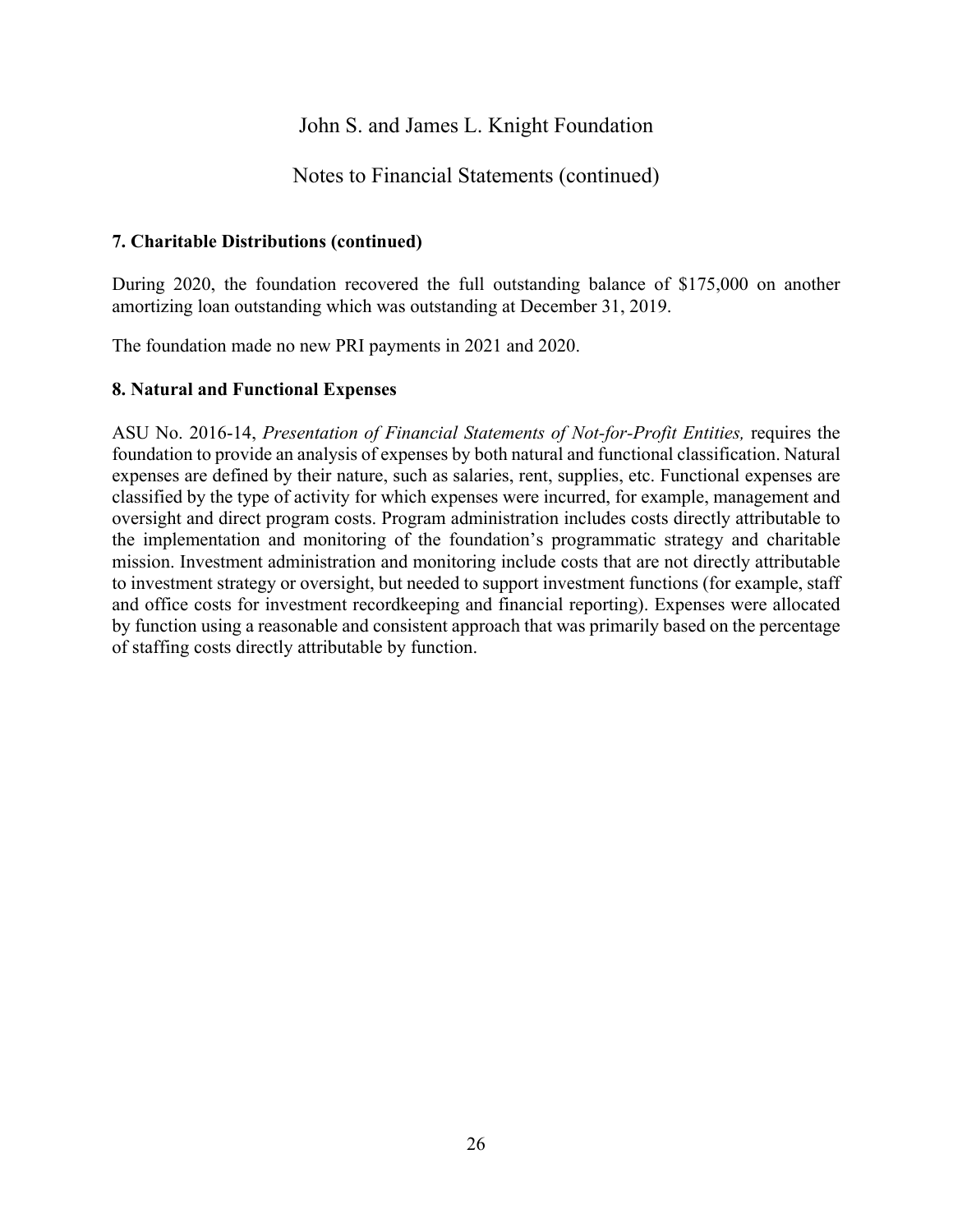### 7. Charitable Distributions (continued)

During 2020, the foundation recovered the full outstanding balance of $175,000 on another amortizing loan outstanding which was outstanding at December 31, 2019.

The foundation made no new PRI payments in 2021 and 2020.

### 8. Natural and Functional Expenses

ASU No. 2016-14, *Presentation of Financial Statements of Not-for-Profit Entities,* requires the foundation to provide an analysis of expenses by both natural and functional classification. Natural expenses are defined by their nature, such as salaries, rent, supplies, etc. Functional expenses are classified by the type of activity for which expenses were incurred, for example, management and oversight and direct program costs. Program administration includes costs directly attributable to the implementation and monitoring of the foundation's programmatic strategy and charitable mission. Investment administration and monitoring include costs that are not directly attributable to investment strategy or oversight, but needed to support investment functions (for example, staff and office costs for investment recordkeeping and financial reporting). Expenses were allocated by function using a reasonable and consistent approach that was primarily based on the percentage of staffing costs directly attributable by function.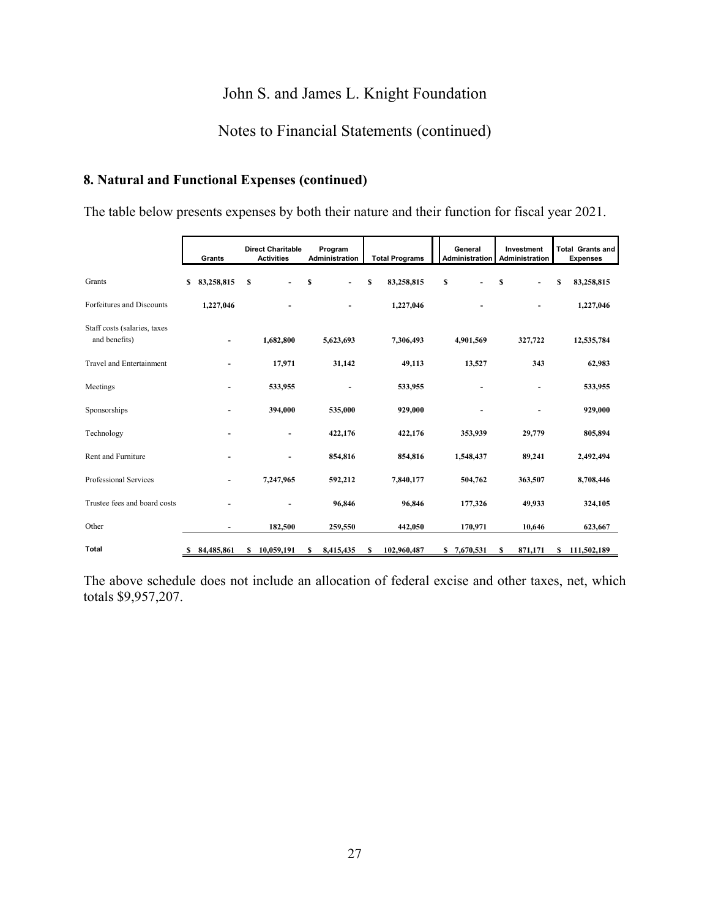# John S. and James L. Knight Foundation

## Notes to Financial Statements (continued)

### 8. Natural and Functional Expenses (continued)

The table below presents expenses by both their nature and their function for fiscal year 2021.

| | Grants | Direct Charitable Activities | Program Administration | Total Programs | General Administration | Investment Administration | Total Grants and Expenses |
|---|---|---|---|---|---|---|---|
| Grants | $ 83,258,815 | $ - | $ - | $ 83,258,815 | $ - | $ - | $ 83,258,815 |
| Forfeitures and Discounts | 1,227,046 | - | - | 1,227,046 | - | - | 1,227,046 |
| Staff costs (salaries, taxes and benefits) | - | 1,682,800 | 5,623,693 | 7,306,493 | 4,901,569 | 327,722 | 12,535,784 |
| Travel and Entertainment | - | 17,971 | 31,142 | 49,113 | 13,527 | 343 | 62,983 |
| Meetings | - | 533,955 | - | 533,955 | - | - | 533,955 |
| Sponsorships | - | 394,000 | 535,000 | 929,000 | - | - | 929,000 |
| Technology | - | - | 422,176 | 422,176 | 353,939 | 29,779 | 805,894 |
| Rent and Furniture | - | - | 854,816 | 854,816 | 1,548,437 | 89,241 | 2,492,494 |
| Professional Services | - | 7,247,965 | 592,212 | 7,840,177 | 504,762 | 363,507 | 8,708,446 |
| Trustee fees and board costs | - | - | 96,846 | 96,846 | 177,326 | 49,933 | 324,105 |
| Other | - | 182,500 | 259,550 | 442,050 | 170,971 | 10,646 | 623,667 |
| **Total** | $ 84,485,861 | $ 10,059,191 | $ 8,415,435 | $ 102,960,487 | $ 7,670,531 | $ 871,171 | $ 111,502,189 |

The above schedule does not include an allocation of federal excise and other taxes, net, which totals $9,957,207.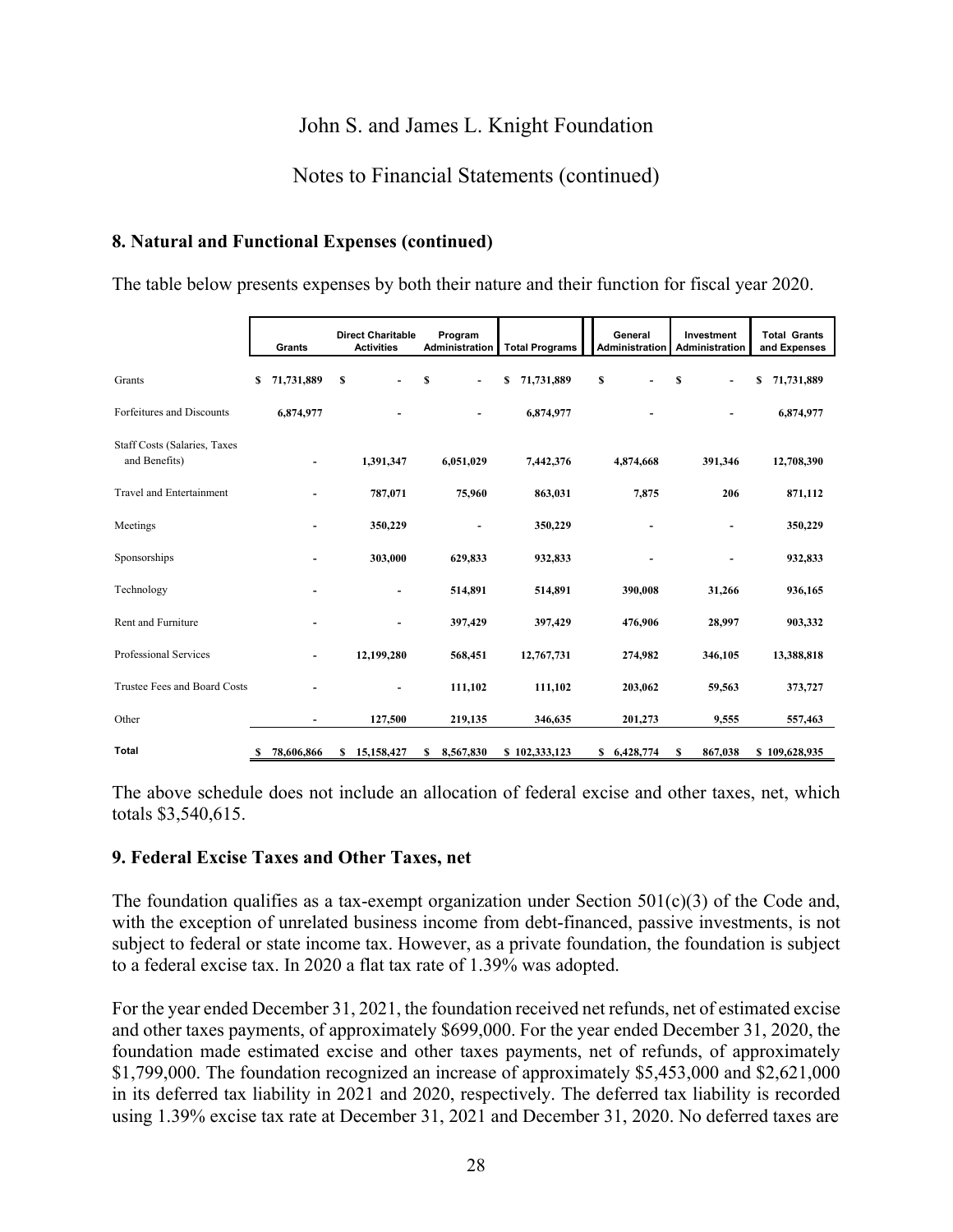John S. and James L. Knight Foundation

Notes to Financial Statements (continued)

### 8. Natural and Functional Expenses (continued)

The table below presents expenses by both their nature and their function for fiscal year 2020.

| | Grants | Direct Charitable Activities | Program Administration | Total Programs | General Administration | Investment Administration | Total Grants and Expenses |
|---|---|---|---|---|---|---|---|
| Grants | $ 71,731,889 | $ - | $ - | $ 71,731,889 | $ - | $ - | $ 71,731,889 |
| Forfeitures and Discounts | 6,874,977 | - | - | 6,874,977 | - | - | 6,874,977 |
| Staff Costs (Salaries, Taxes and Benefits) | - | 1,391,347 | 6,051,029 | 7,442,376 | 4,874,668 | 391,346 | 12,708,390 |
| Travel and Entertainment | - | 787,071 | 75,960 | 863,031 | 7,875 | 206 | 871,112 |
| Meetings | - | 350,229 | - | 350,229 | - | - | 350,229 |
| Sponsorships | - | 303,000 | 629,833 | 932,833 | - | - | 932,833 |
| Technology | - | - | 514,891 | 514,891 | 390,008 | 31,266 | 936,165 |
| Rent and Furniture | - | - | 397,429 | 397,429 | 476,906 | 28,997 | 903,332 |
| Professional Services | - | 12,199,280 | 568,451 | 12,767,731 | 274,982 | 346,105 | 13,388,818 |
| Trustee Fees and Board Costs | - | - | 111,102 | 111,102 | 203,062 | 59,563 | 373,727 |
| Other | - | 127,500 | 219,135 | 346,635 | 201,273 | 9,555 | 557,463 |
| **Total** | $ 78,606,866 | $ 15,158,427 | $ 8,567,830 | $ 102,333,123 | $ 6,428,774 | $ 867,038 | $ 109,628,935 |

The above schedule does not include an allocation of federal excise and other taxes, net, which totals $3,540,615.

### 9. Federal Excise Taxes and Other Taxes, net

The foundation qualifies as a tax-exempt organization under Section 501(c)(3) of the Code and, with the exception of unrelated business income from debt-financed, passive investments, is not subject to federal or state income tax. However, as a private foundation, the foundation is subject to a federal excise tax. In 2020 a flat tax rate of 1.39% was adopted.

For the year ended December 31, 2021, the foundation received net refunds, net of estimated excise and other taxes payments, of approximately $699,000. For the year ended December 31, 2020, the foundation made estimated excise and other taxes payments, net of refunds, of approximately $1,799,000. The foundation recognized an increase of approximately $5,453,000 and $2,621,000 in its deferred tax liability in 2021 and 2020, respectively. The deferred tax liability is recorded using 1.39% excise tax rate at December 31, 2021 and December 31, 2020. No deferred taxes are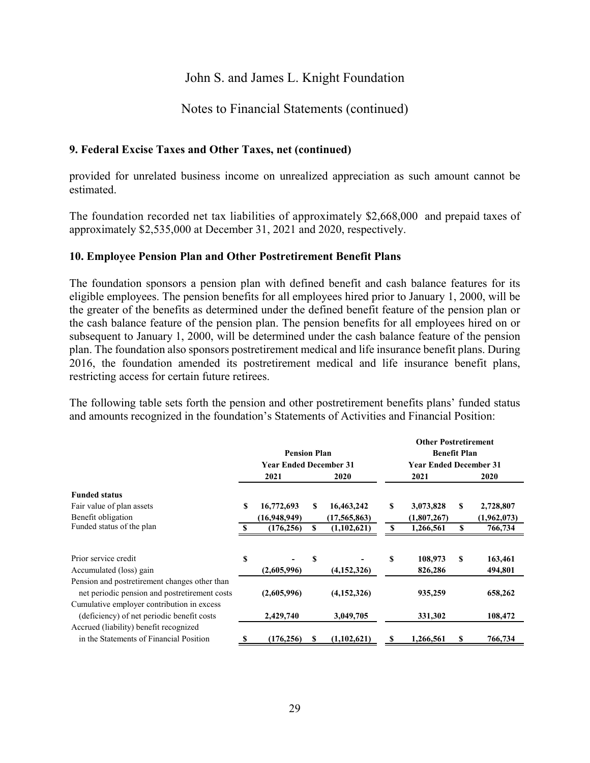## 9. Federal Excise Taxes and Other Taxes, net (continued)

provided for unrelated business income on unrealized appreciation as such amount cannot be estimated.

The foundation recorded net tax liabilities of approximately $2,668,000 and prepaid taxes of approximately $2,535,000 at December 31, 2021 and 2020, respectively.

## 10. Employee Pension Plan and Other Postretirement Benefit Plans

The foundation sponsors a pension plan with defined benefit and cash balance features for its eligible employees. The pension benefits for all employees hired prior to January 1, 2000, will be the greater of the benefits as determined under the defined benefit feature of the pension plan or the cash balance feature of the pension plan. The pension benefits for all employees hired on or subsequent to January 1, 2000, will be determined under the cash balance feature of the pension plan. The foundation also sponsors postretirement medical and life insurance benefit plans. During 2016, the foundation amended its postretirement medical and life insurance benefit plans, restricting access for certain future retirees.

The following table sets forth the pension and other postretirement benefits plans' funded status and amounts recognized in the foundation's Statements of Activities and Financial Position:

| | Pension Plan Year Ended December 31 | | Other Postretirement Benefit Plan Year Ended December 31 | |
|---|---|---|---|---|
| | **2021** | **2020** | **2021** | **2020** |
| **Funded status** | | | | |
| Fair value of plan assets | $ 16,772,693 | $ 16,463,242 | $ 3,073,828 | $ 2,728,807 |
| Benefit obligation | (16,948,949) | (17,565,863) | (1,807,267) | (1,962,073) |
| Funded status of the plan | $ (176,256) | $ (1,102,621) | $ 1,266,561 | $ 766,734 |
| | | | | |
| Prior service credit | $ - | $ - | $ 108,973 | $ 163,461 |
| Accumulated (loss) gain | (2,605,996) | (4,152,326) | 826,286 | 494,801 |
| Pension and postretirement changes other than net periodic pension and postretirement costs | (2,605,996) | (4,152,326) | 935,259 | 658,262 |
| Cumulative employer contribution in excess (deficiency) of net periodic benefit costs | 2,429,740 | 3,049,705 | 331,302 | 108,472 |
| Accrued (liability) benefit recognized in the Statements of Financial Position | $ (176,256) | $ (1,102,621) | $ 1,266,561 | $ 766,734 |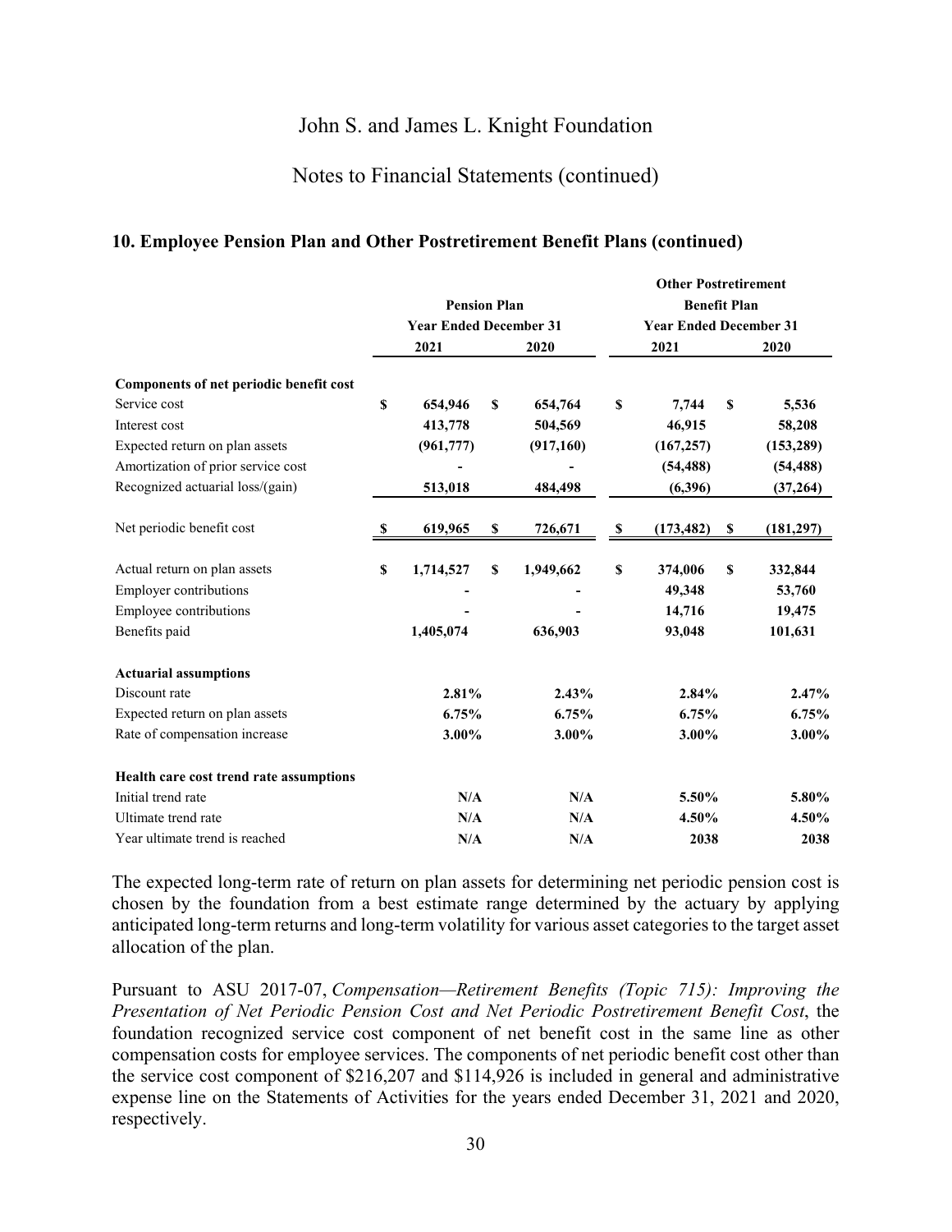## 10. Employee Pension Plan and Other Postretirement Benefit Plans (continued)

| | Pension Plan | | Other Postretirement Benefit Plan | |
|---|---|---|---|---|
| | Year Ended December 31 | | Year Ended December 31 | |
| | 2021 | 2020 | 2021 | 2020 |
| **Components of net periodic benefit cost** | | | | |
| Service cost | $ 654,946 | $ 654,764 | $ 7,744 | $ 5,536 |
| Interest cost | 413,778 | 504,569 | 46,915 | 58,208 |
| Expected return on plan assets | (961,777) | (917,160) | (167,257) | (153,289) |
| Amortization of prior service cost | - | - | (54,488) | (54,488) |
| Recognized actuarial loss/(gain) | 513,018 | 484,498 | (6,396) | (37,264) |
| Net periodic benefit cost | $ 619,965 | $ 726,671 | $ (173,482) | $ (181,297) |
| Actual return on plan assets | $ 1,714,527 | $ 1,949,662 | $ 374,006 | $ 332,844 |
| Employer contributions | - | - | 49,348 | 53,760 |
| Employee contributions | - | - | 14,716 | 19,475 |
| Benefits paid | 1,405,074 | 636,903 | 93,048 | 101,631 |
| **Actuarial assumptions** | | | | |
| Discount rate | 2.81% | 2.43% | 2.84% | 2.47% |
| Expected return on plan assets | 6.75% | 6.75% | 6.75% | 6.75% |
| Rate of compensation increase | 3.00% | 3.00% | 3.00% | 3.00% |
| **Health care cost trend rate assumptions** | | | | |
| Initial trend rate | N/A | N/A | 5.50% | 5.80% |
| Ultimate trend rate | N/A | N/A | 4.50% | 4.50% |
| Year ultimate trend is reached | N/A | N/A | 2038 | 2038 |

The expected long-term rate of return on plan assets for determining net periodic pension cost is chosen by the foundation from a best estimate range determined by the actuary by applying anticipated long-term returns and long-term volatility for various asset categories to the target asset allocation of the plan.

Pursuant to ASU 2017-07, *Compensation—Retirement Benefits (Topic 715): Improving the Presentation of Net Periodic Pension Cost and Net Periodic Postretirement Benefit Cost*, the foundation recognized service cost component of net benefit cost in the same line as other compensation costs for employee services. The components of net periodic benefit cost other than the service cost component of $216,207 and $114,926 is included in general and administrative expense line on the Statements of Activities for the years ended December 31, 2021 and 2020, respectively.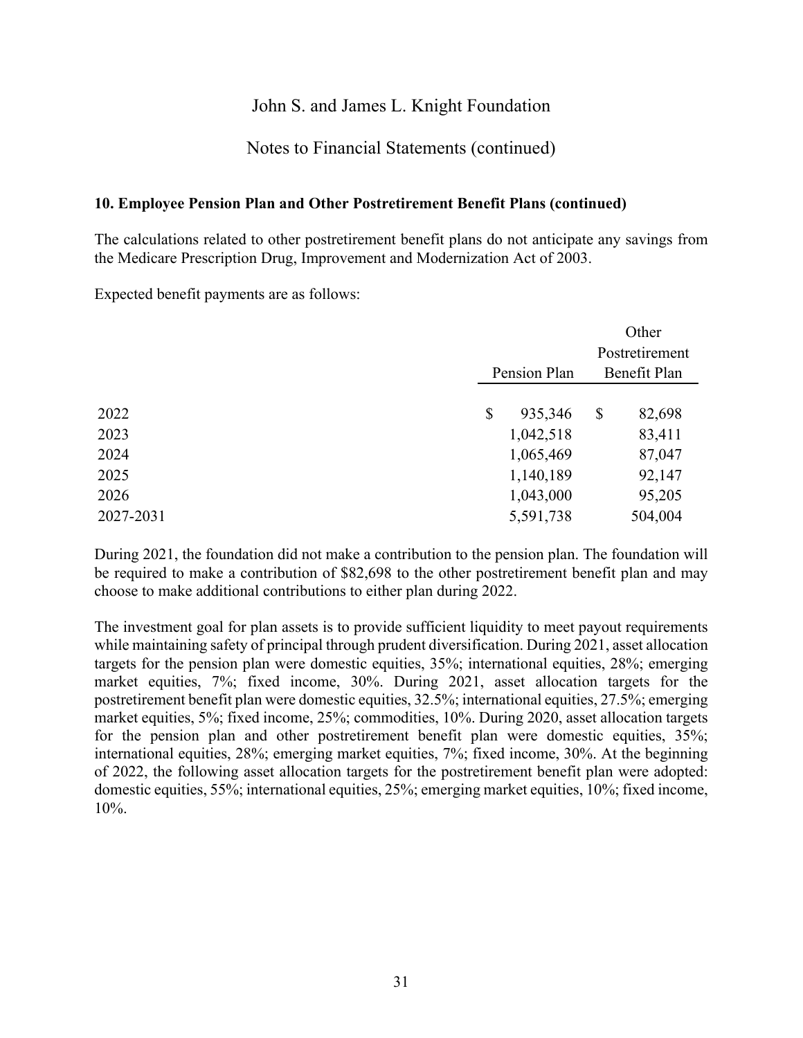**10. Employee Pension Plan and Other Postretirement Benefit Plans (continued)**

The calculations related to other postretirement benefit plans do not anticipate any savings from the Medicare Prescription Drug, Improvement and Modernization Act of 2003.

Expected benefit payments are as follows:

| | Pension Plan | Other Postretirement Benefit Plan |
|---|---|---|
| 2022 | $ 935,346 | $ 82,698 |
| 2023 | 1,042,518 | 83,411 |
| 2024 | 1,065,469 | 87,047 |
| 2025 | 1,140,189 | 92,147 |
| 2026 | 1,043,000 | 95,205 |
| 2027-2031 | 5,591,738 | 504,004 |

During 2021, the foundation did not make a contribution to the pension plan. The foundation will be required to make a contribution of $82,698 to the other postretirement benefit plan and may choose to make additional contributions to either plan during 2022.

The investment goal for plan assets is to provide sufficient liquidity to meet payout requirements while maintaining safety of principal through prudent diversification. During 2021, asset allocation targets for the pension plan were domestic equities, 35%; international equities, 28%; emerging market equities, 7%; fixed income, 30%. During 2021, asset allocation targets for the postretirement benefit plan were domestic equities, 32.5%; international equities, 27.5%; emerging market equities, 5%; fixed income, 25%; commodities, 10%. During 2020, asset allocation targets for the pension plan and other postretirement benefit plan were domestic equities, 35%; international equities, 28%; emerging market equities, 7%; fixed income, 30%. At the beginning of 2022, the following asset allocation targets for the postretirement benefit plan were adopted: domestic equities, 55%; international equities, 25%; emerging market equities, 10%; fixed income, 10%.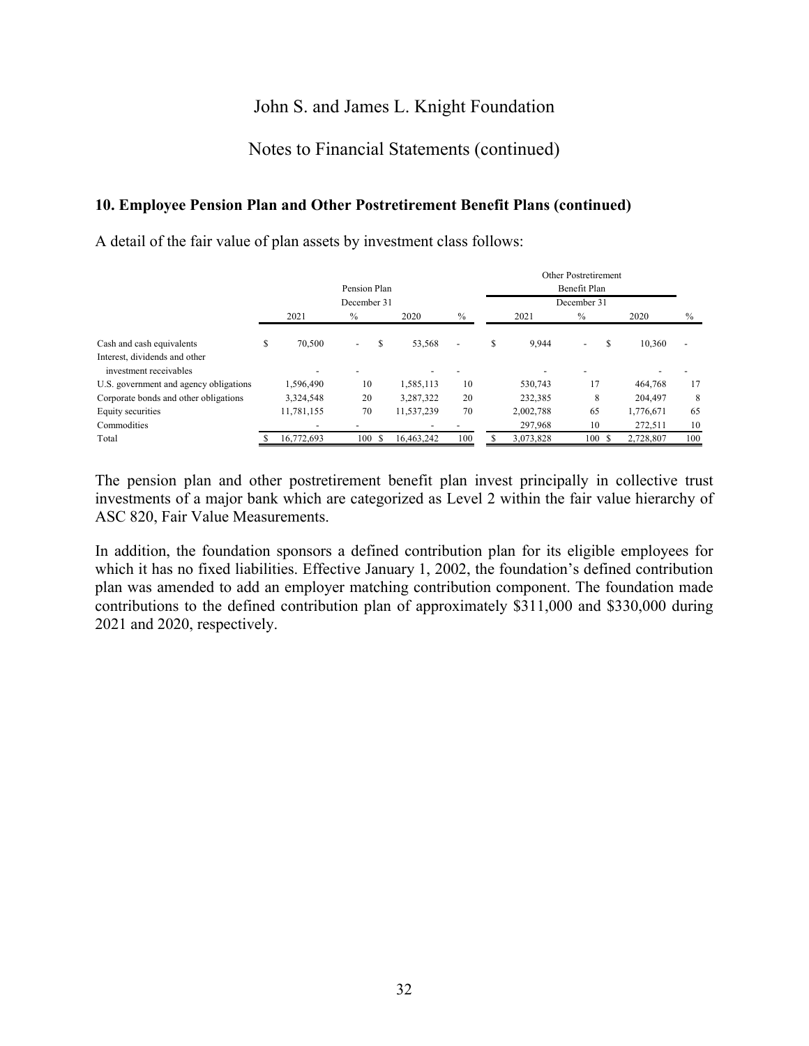## 10. Employee Pension Plan and Other Postretirement Benefit Plans (continued)

A detail of the fair value of plan assets by investment class follows:

| | Pension Plan | | | | Other Postretirement Benefit Plan | | | |
|---|---|---|---|---|---|---|---|---|
| | December 31 | | | | December 31 | | | |
| | 2021 | % | 2020 | % | 2021 | % | 2020 | % |
| Cash and cash equivalents | $ 70,500 | - | $ 53,568 | - | $ 9,944 | - | $ 10,360 | - |
| Interest, dividends and other investment receivables | - | - | - | - | - | - | - | - |
| U.S. government and agency obligations | 1,596,490 | 10 | 1,585,113 | 10 | 530,743 | 17 | 464,768 | 17 |
| Corporate bonds and other obligations | 3,324,548 | 20 | 3,287,322 | 20 | 232,385 | 8 | 204,497 | 8 |
| Equity securities | 11,781,155 | 70 | 11,537,239 | 70 | 2,002,788 | 65 | 1,776,671 | 65 |
| Commodities | - | - | - | - | 297,968 | 10 | 272,511 | 10 |
| Total | $ 16,772,693 | 100 | $ 16,463,242 | 100 | $ 3,073,828 | 100 | $ 2,728,807 | 100 |

The pension plan and other postretirement benefit plan invest principally in collective trust investments of a major bank which are categorized as Level 2 within the fair value hierarchy of ASC 820, Fair Value Measurements.

In addition, the foundation sponsors a defined contribution plan for its eligible employees for which it has no fixed liabilities. Effective January 1, 2002, the foundation's defined contribution plan was amended to add an employer matching contribution component. The foundation made contributions to the defined contribution plan of approximately $311,000 and $330,000 during 2021 and 2020, respectively.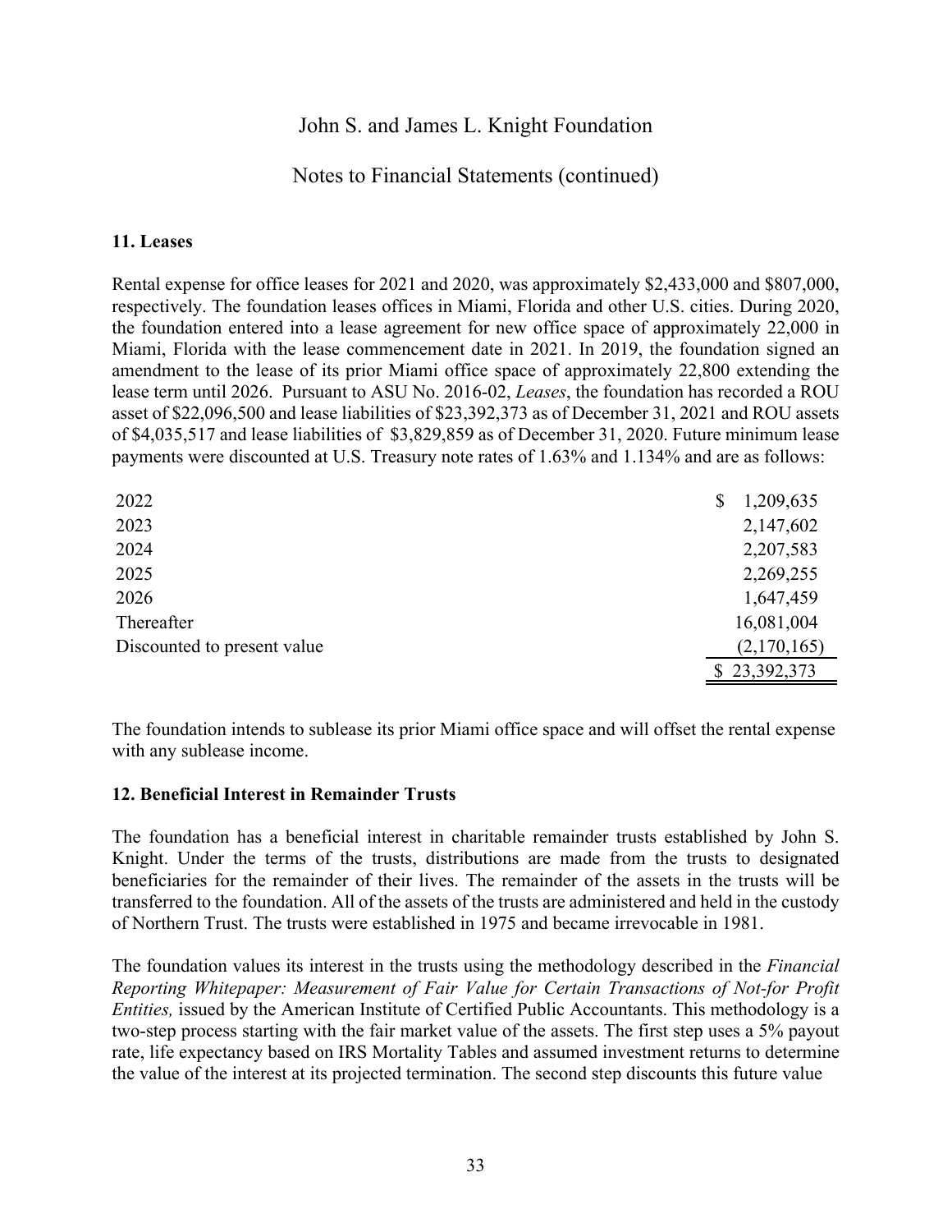John S. and James L. Knight Foundation

Notes to Financial Statements (continued)

### 11. Leases

Rental expense for office leases for 2021 and 2020, was approximately $2,433,000 and $807,000, respectively. The foundation leases offices in Miami, Florida and other U.S. cities. During 2020, the foundation entered into a lease agreement for new office space of approximately 22,000 in Miami, Florida with the lease commencement date in 2021. In 2019, the foundation signed an amendment to the lease of its prior Miami office space of approximately 22,800 extending the lease term until 2026. Pursuant to ASU No. 2016-02, *Leases*, the foundation has recorded a ROU asset of $22,096,500 and lease liabilities of $23,392,373 as of December 31, 2021 and ROU assets of $4,035,517 and lease liabilities of $3,829,859 as of December 31, 2020. Future minimum lease payments were discounted at U.S. Treasury note rates of 1.63% and 1.134% and are as follows:

| | |
|---|---|
| 2022 | $ 1,209,635 |
| 2023 | 2,147,602 |
| 2024 | 2,207,583 |
| 2025 | 2,269,255 |
| 2026 | 1,647,459 |
| Thereafter | 16,081,004 |
| Discounted to present value | (2,170,165) |
| | $ 23,392,373 |

The foundation intends to sublease its prior Miami office space and will offset the rental expense with any sublease income.

### 12. Beneficial Interest in Remainder Trusts

The foundation has a beneficial interest in charitable remainder trusts established by John S. Knight. Under the terms of the trusts, distributions are made from the trusts to designated beneficiaries for the remainder of their lives. The remainder of the assets in the trusts will be transferred to the foundation. All of the assets of the trusts are administered and held in the custody of Northern Trust. The trusts were established in 1975 and became irrevocable in 1981.

The foundation values its interest in the trusts using the methodology described in the *Financial Reporting Whitepaper: Measurement of Fair Value for Certain Transactions of Not-for Profit Entities,* issued by the American Institute of Certified Public Accountants. This methodology is a two-step process starting with the fair market value of the assets. The first step uses a 5% payout rate, life expectancy based on IRS Mortality Tables and assumed investment returns to determine the value of the interest at its projected termination. The second step discounts this future value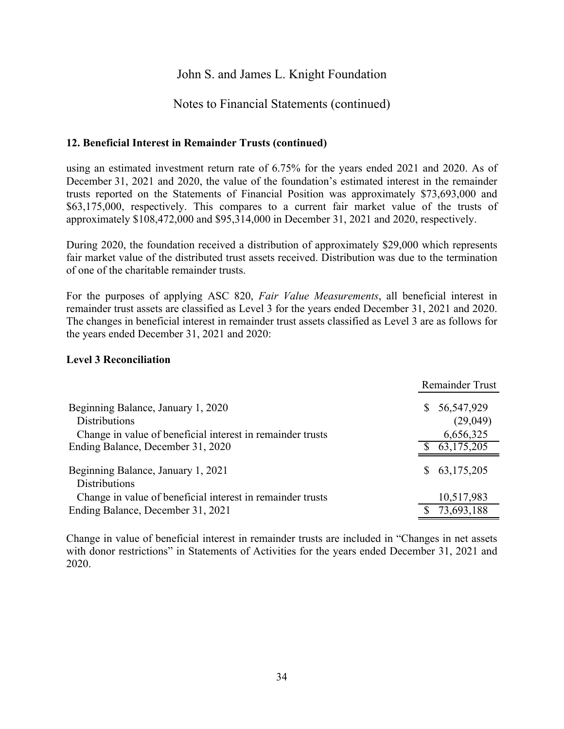## 12. Beneficial Interest in Remainder Trusts (continued)

using an estimated investment return rate of 6.75% for the years ended 2021 and 2020. As of December 31, 2021 and 2020, the value of the foundation's estimated interest in the remainder trusts reported on the Statements of Financial Position was approximately $73,693,000 and $63,175,000, respectively. This compares to a current fair market value of the trusts of approximately $108,472,000 and $95,314,000 in December 31, 2021 and 2020, respectively.

During 2020, the foundation received a distribution of approximately $29,000 which represents fair market value of the distributed trust assets received. Distribution was due to the termination of one of the charitable remainder trusts.

For the purposes of applying ASC 820, *Fair Value Measurements*, all beneficial interest in remainder trust assets are classified as Level 3 for the years ended December 31, 2021 and 2020. The changes in beneficial interest in remainder trust assets classified as Level 3 are as follows for the years ended December 31, 2021 and 2020:

### Level 3 Reconciliation

| | Remainder Trust |
|---|---|
| Beginning Balance, January 1, 2020 | $ 56,547,929 |
| Distributions | (29,049) |
| Change in value of beneficial interest in remainder trusts | 6,656,325 |
| Ending Balance, December 31, 2020 | $ 63,175,205 |
| Beginning Balance, January 1, 2021 | $ 63,175,205 |
| Distributions | |
| Change in value of beneficial interest in remainder trusts | 10,517,983 |
| Ending Balance, December 31, 2021 | $ 73,693,188 |

Change in value of beneficial interest in remainder trusts are included in "Changes in net assets with donor restrictions" in Statements of Activities for the years ended December 31, 2021 and 2020.